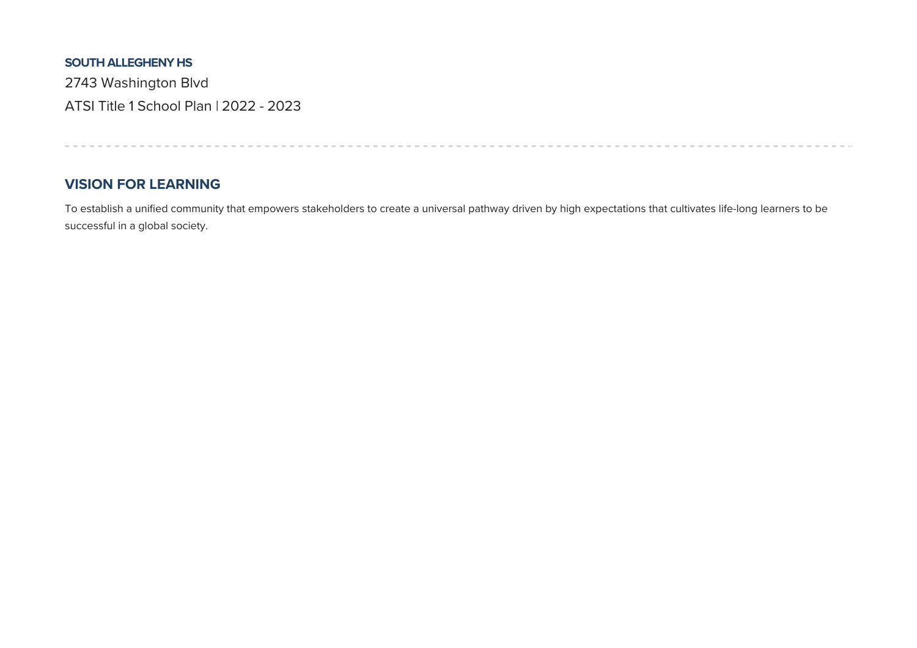**SOUTH ALLEGHENY HS**

2743 Washington Blvd

ATSI Title 1 School Plan | 2022 - 2023

---

## VISION FOR LEARNING

To establish a unified community that empowers stakeholders to create a universal pathway driven by high expectations that cultivates life-long learners to be successful in a global society.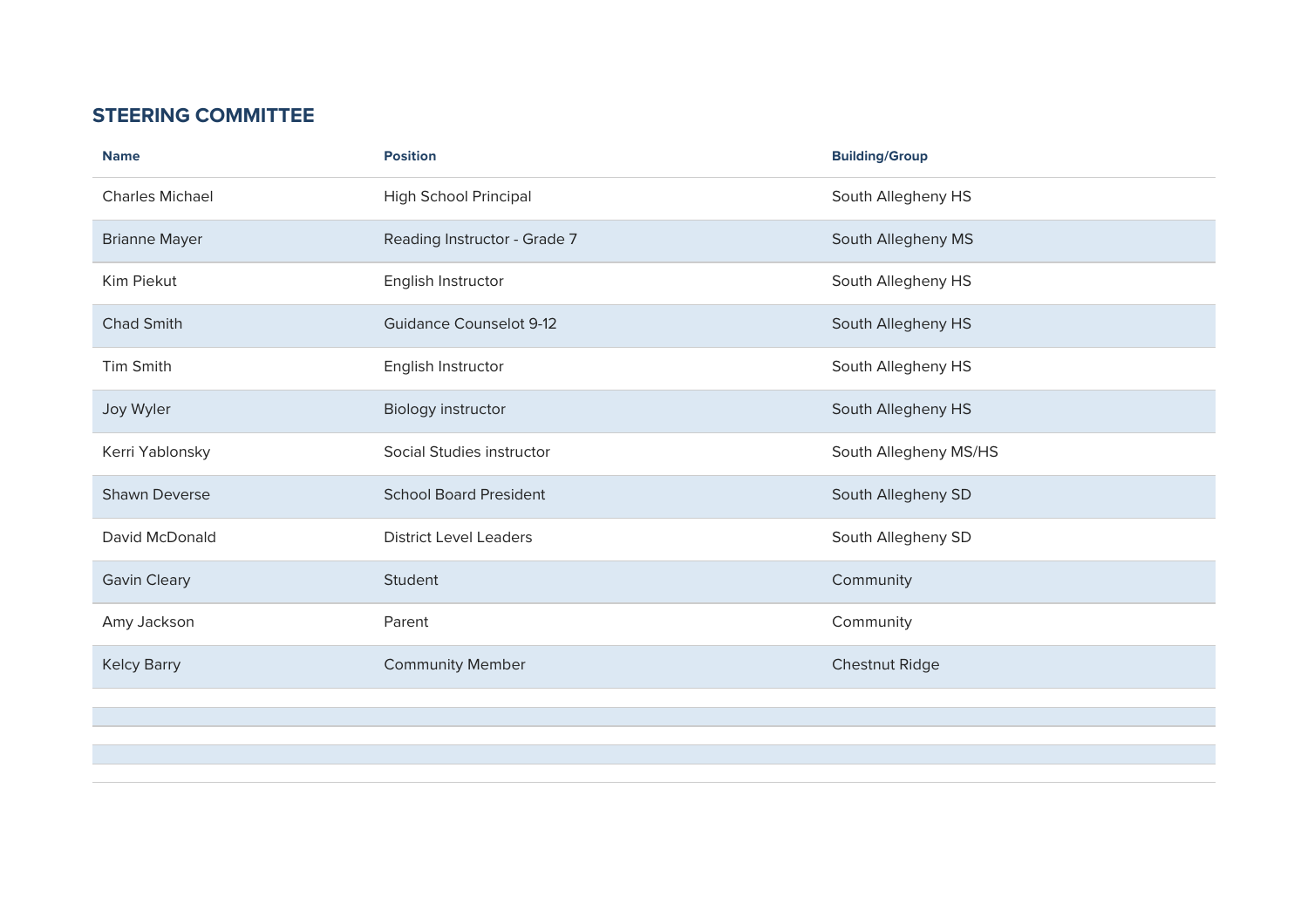## STEERING COMMITTEE

| Name | Position | Building/Group |
| --- | --- | --- |
| Charles Michael | High School Principal | South Allegheny HS |
| Brianne Mayer | Reading Instructor - Grade 7 | South Allegheny MS |
| Kim Piekut | English Instructor | South Allegheny HS |
| Chad Smith | Guidance Counselot 9-12 | South Allegheny HS |
| Tim Smith | English Instructor | South Allegheny HS |
| Joy Wyler | Biology instructor | South Allegheny HS |
| Kerri Yablonsky | Social Studies instructor | South Allegheny MS/HS |
| Shawn Deverse | School Board President | South Allegheny SD |
| David McDonald | District Level Leaders | South Allegheny SD |
| Gavin Cleary | Student | Community |
| Amy Jackson | Parent | Community |
| Kelcy Barry | Community Member | Chestnut Ridge |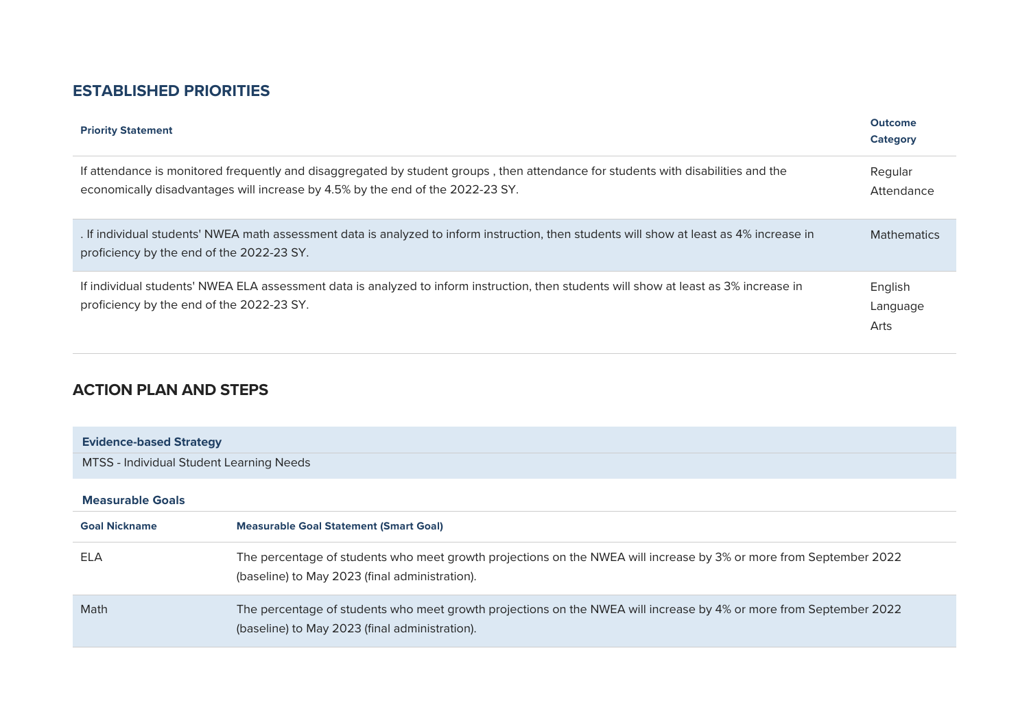## ESTABLISHED PRIORITIES

| Priority Statement | Outcome Category |
|---|---|
| If attendance is monitored frequently and disaggregated by student groups , then attendance for students with disabilities and the economically disadvantages will increase by 4.5% by the end of the 2022-23 SY. | Regular Attendance |
| . If individual students' NWEA math assessment data is analyzed to inform instruction, then students will show at least as 4% increase in proficiency by the end of the 2022-23 SY. | Mathematics |
| If individual students' NWEA ELA assessment data is analyzed to inform instruction, then students will show at least as 3% increase in proficiency by the end of the 2022-23 SY. | English Language Arts |

## ACTION PLAN AND STEPS

**Evidence-based Strategy**

MTSS - Individual Student Learning Needs

**Measurable Goals**

| Goal Nickname | Measurable Goal Statement (Smart Goal) |
|---|---|
| ELA | The percentage of students who meet growth projections on the NWEA will increase by 3% or more from September 2022 (baseline) to May 2023 (final administration). |
| Math | The percentage of students who meet growth projections on the NWEA will increase by 4% or more from September 2022 (baseline) to May 2023 (final administration). |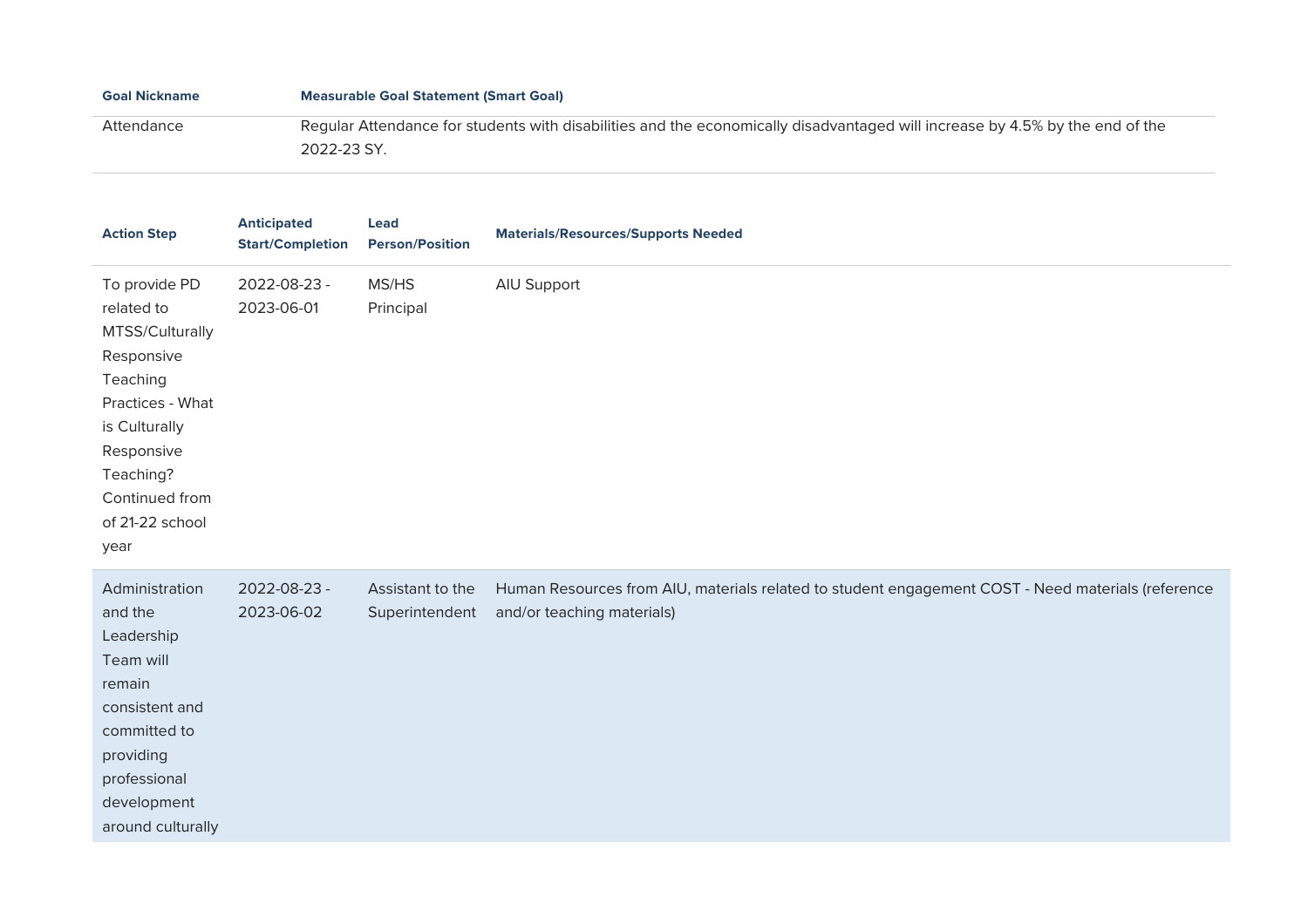| Goal Nickname | Measurable Goal Statement (Smart Goal) |
| --- | --- |
| Attendance | Regular Attendance for students with disabilities and the economically disadvantaged will increase by 4.5% by the end of the 2022-23 SY. |

| Action Step | Anticipated Start/Completion | Lead Person/Position | Materials/Resources/Supports Needed |
| --- | --- | --- | --- |
| To provide PD related to MTSS/Culturally Responsive Teaching Practices - What is Culturally Responsive Teaching? Continued from of 21-22 school year | 2022-08-23 - 2023-06-01 | MS/HS Principal | AIU Support |
| Administration and the Leadership Team will remain consistent and committed to providing professional development around culturally | 2022-08-23 - 2023-06-02 | Assistant to the Superintendent | Human Resources from AIU, materials related to student engagement COST - Need materials (reference and/or teaching materials) |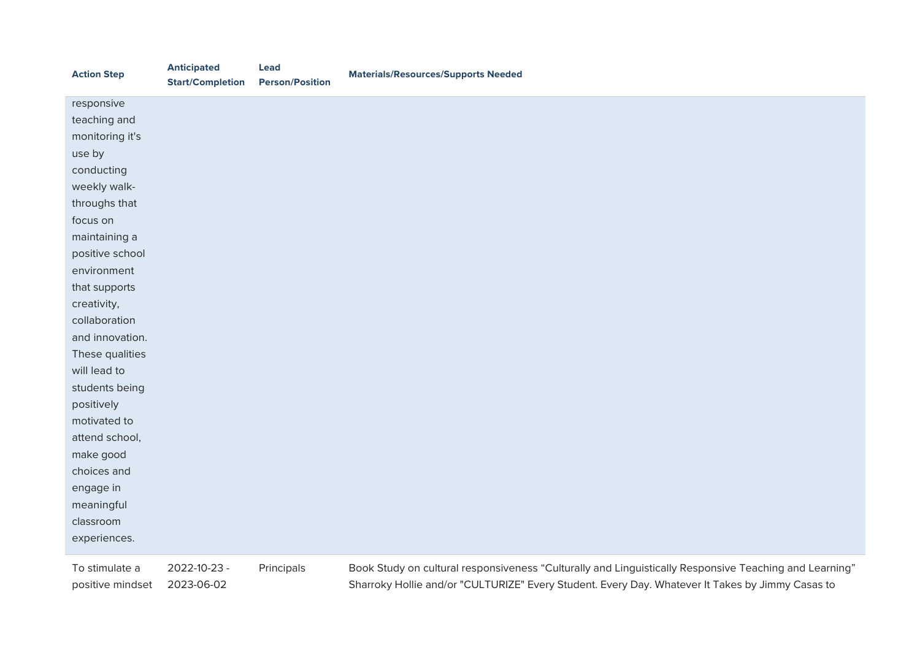| Action Step | Anticipated Start/Completion | Lead Person/Position | Materials/Resources/Supports Needed |
|---|---|---|---|
| responsive teaching and monitoring it's use by conducting weekly walk-throughs that focus on maintaining a positive school environment that supports creativity, collaboration and innovation. These qualities will lead to students being positively motivated to attend school, make good choices and engage in meaningful classroom experiences. | | | |
| To stimulate a positive mindset | 2022-10-23 - 2023-06-02 | Principals | Book Study on cultural responsiveness “Culturally and Linguistically Responsive Teaching and Learning” Sharroky Hollie and/or "CULTURIZE" Every Student. Every Day. Whatever It Takes by Jimmy Casas to |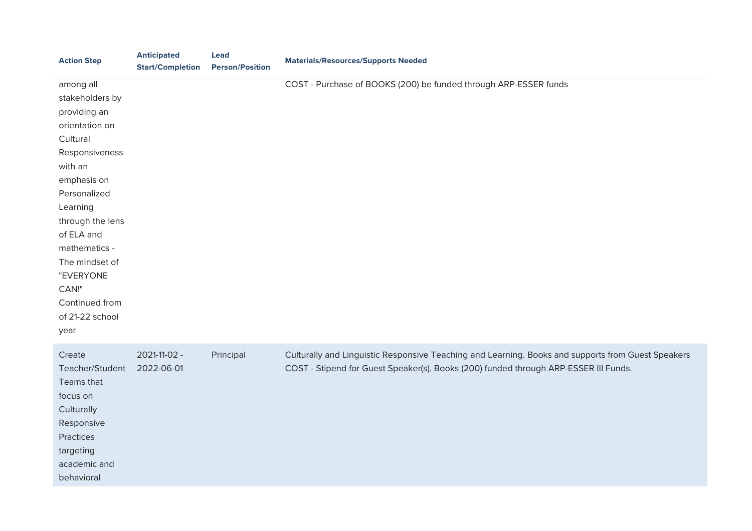| Action Step | Anticipated Start/Completion | Lead Person/Position | Materials/Resources/Supports Needed |
|---|---|---|---|
| among all stakeholders by providing an orientation on Cultural Responsiveness with an emphasis on Personalized Learning through the lens of ELA and mathematics - The mindset of "EVERYONE CAN!" Continued from of 21-22 school year | | | COST - Purchase of BOOKS (200) be funded through ARP-ESSER funds |
| Create Teacher/Student Teams that focus on Culturally Responsive Practices targeting academic and behavioral | 2021-11-02 - 2022-06-01 | Principal | Culturally and Linguistic Responsive Teaching and Learning. Books and supports from Guest Speakers COST - Stipend for Guest Speaker(s), Books (200) funded through ARP-ESSER III Funds. |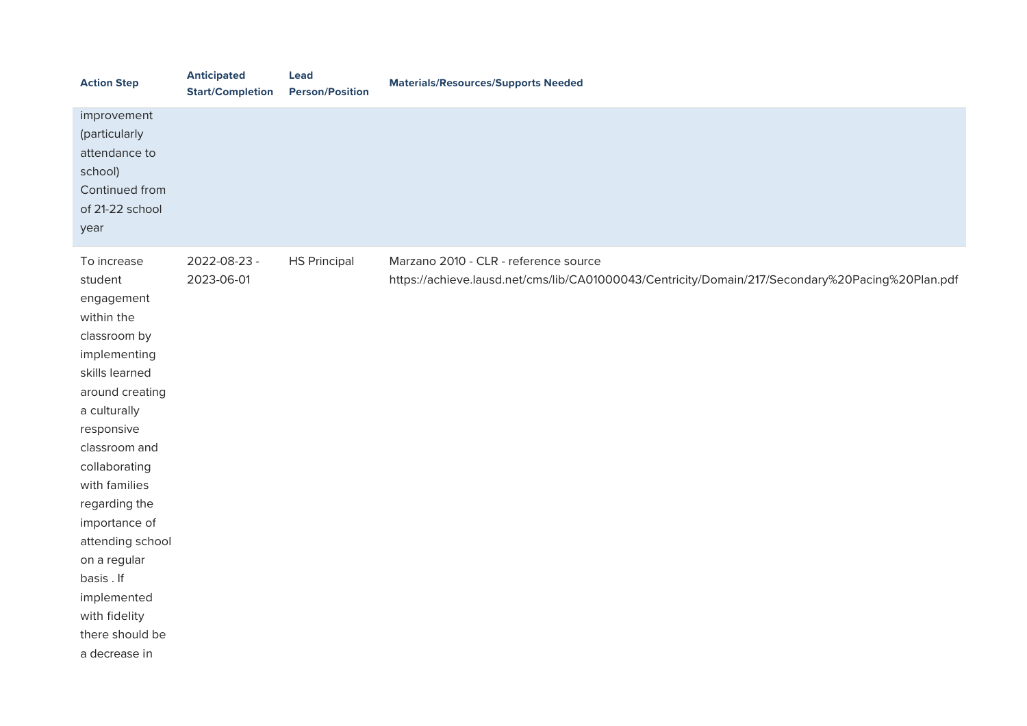| Action Step | Anticipated Start/Completion | Lead Person/Position | Materials/Resources/Supports Needed |
|---|---|---|---|
| improvement (particularly attendance to school) Continued from of 21-22 school year | | | |
| To increase student engagement within the classroom by implementing skills learned around creating a culturally responsive classroom and collaborating with families regarding the importance of attending school on a regular basis . If implemented with fidelity there should be a decrease in | 2022-08-23 - 2023-06-01 | HS Principal | Marzano 2010 - CLR - reference source https://achieve.lausd.net/cms/lib/CA01000043/Centricity/Domain/217/Secondary%20Pacing%20Plan.pdf |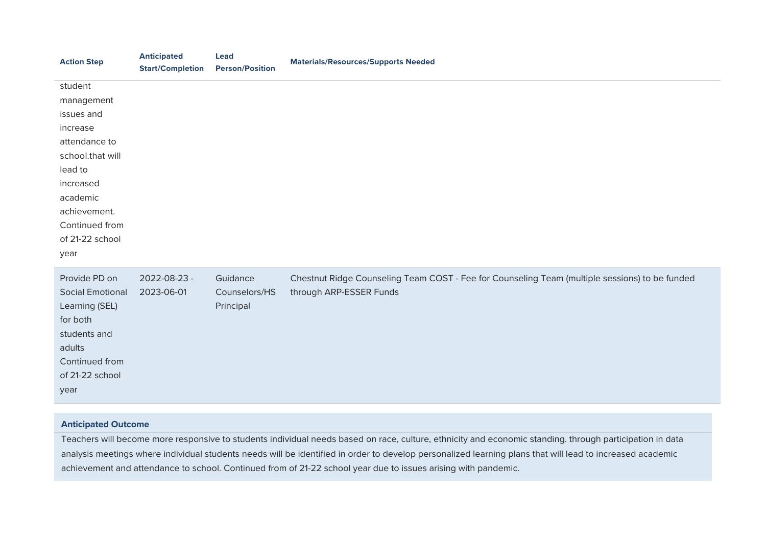| Action Step | Anticipated Start/Completion | Lead Person/Position | Materials/Resources/Supports Needed |
|---|---|---|---|
| student management issues and increase attendance to school.that will lead to increased academic achievement. Continued from of 21-22 school year | | | |
| Provide PD on Social Emotional Learning (SEL) for both students and adults Continued from of 21-22 school year | 2022-08-23 - 2023-06-01 | Guidance Counselors/HS Principal | Chestnut Ridge Counseling Team COST - Fee for Counseling Team (multiple sessions) to be funded through ARP-ESSER Funds |

**Anticipated Outcome**

Teachers will become more responsive to students individual needs based on race, culture, ethnicity and economic standing. through participation in data analysis meetings where individual students needs will be identified in order to develop personalized learning plans that will lead to increased academic achievement and attendance to school. Continued from of 21-22 school year due to issues arising with pandemic.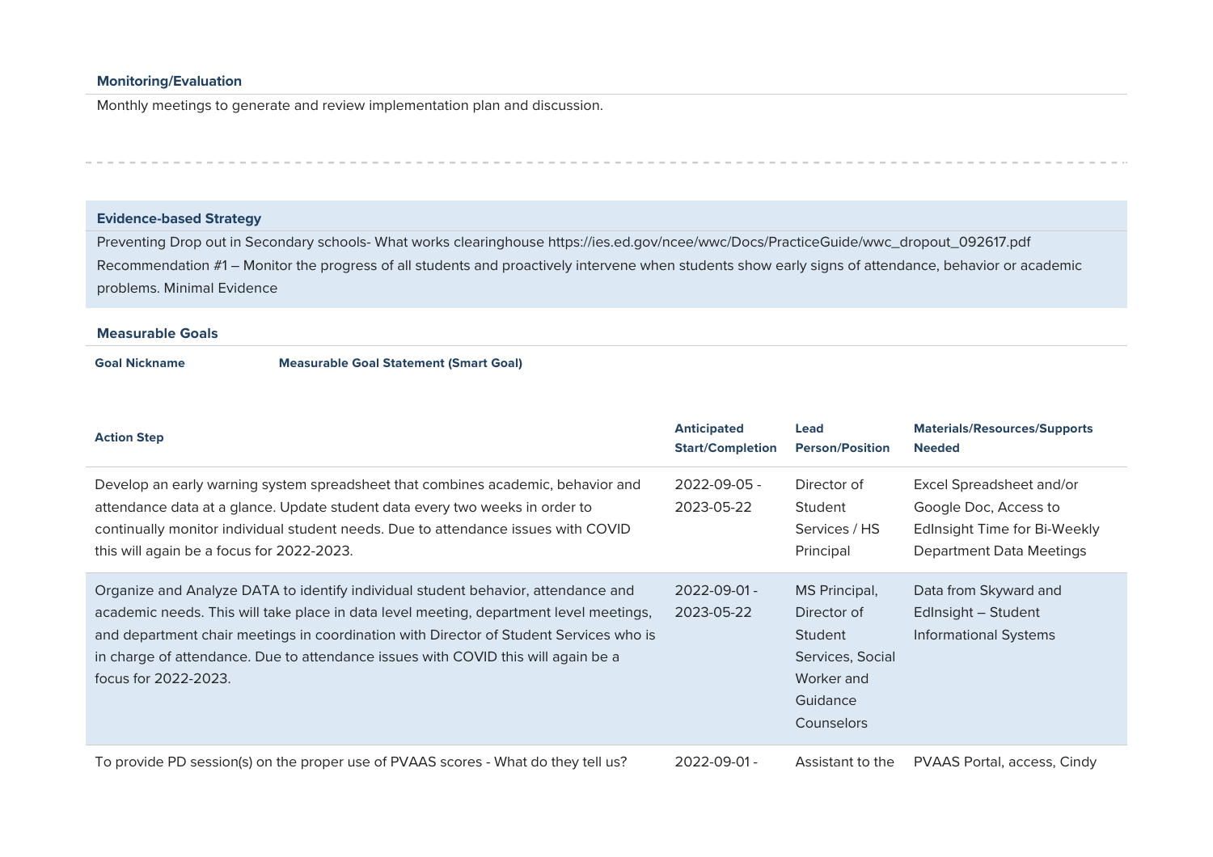#### Monitoring/Evaluation

Monthly meetings to generate and review implementation plan and discussion.

---

#### Evidence-based Strategy

Preventing Drop out in Secondary schools- What works clearinghouse https://ies.ed.gov/ncee/wwc/Docs/PracticeGuide/wwc_dropout_092617.pdf
Recommendation #1 – Monitor the progress of all students and proactively intervene when students show early signs of attendance, behavior or academic problems. Minimal Evidence

#### Measurable Goals

| Goal Nickname | Measurable Goal Statement (Smart Goal) |
|---|---|

| Action Step | Anticipated Start/Completion | Lead Person/Position | Materials/Resources/Supports Needed |
|---|---|---|---|
| Develop an early warning system spreadsheet that combines academic, behavior and attendance data at a glance. Update student data every two weeks in order to continually monitor individual student needs. Due to attendance issues with COVID this will again be a focus for 2022-2023. | 2022-09-05 - 2023-05-22 | Director of Student Services / HS Principal | Excel Spreadsheet and/or Google Doc, Access to EdInsight Time for Bi-Weekly Department Data Meetings |
| Organize and Analyze DATA to identify individual student behavior, attendance and academic needs. This will take place in data level meeting, department level meetings, and department chair meetings in coordination with Director of Student Services who is in charge of attendance. Due to attendance issues with COVID this will again be a focus for 2022-2023. | 2022-09-01 - 2023-05-22 | MS Principal, Director of Student Services, Social Worker and Guidance Counselors | Data from Skyward and EdInsight – Student Informational Systems |
| To provide PD session(s) on the proper use of PVAAS scores - What do they tell us? | 2022-09-01 - | Assistant to the | PVAAS Portal, access, Cindy |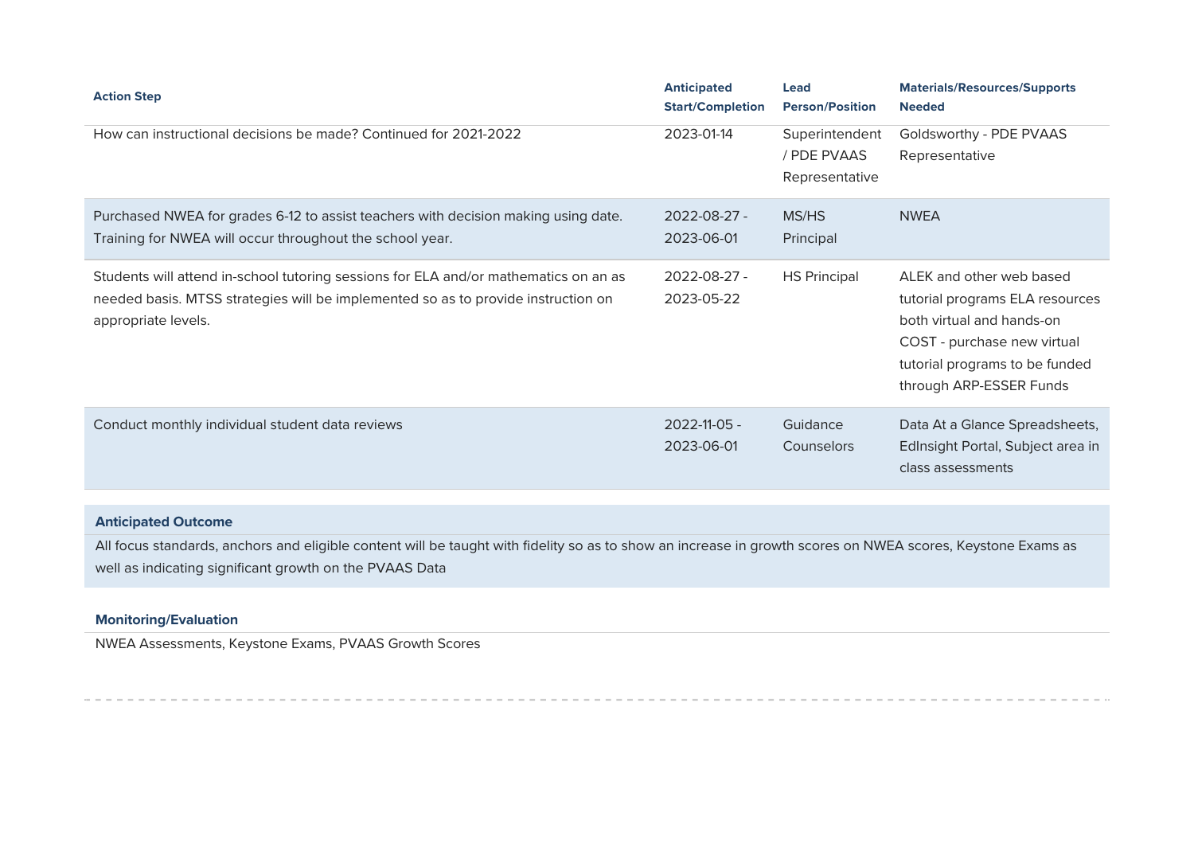| Action Step | Anticipated Start/Completion | Lead Person/Position | Materials/Resources/Supports Needed |
|---|---|---|---|
| How can instructional decisions be made? Continued for 2021-2022 | 2023-01-14 | Superintendent / PDE PVAAS Representative | Goldsworthy - PDE PVAAS Representative |
| Purchased NWEA for grades 6-12 to assist teachers with decision making using date. Training for NWEA will occur throughout the school year. | 2022-08-27 - 2023-06-01 | MS/HS Principal | NWEA |
| Students will attend in-school tutoring sessions for ELA and/or mathematics on an as needed basis. MTSS strategies will be implemented so as to provide instruction on appropriate levels. | 2022-08-27 - 2023-05-22 | HS Principal | ALEK and other web based tutorial programs ELA resources both virtual and hands-on COST - purchase new virtual tutorial programs to be funded through ARP-ESSER Funds |
| Conduct monthly individual student data reviews | 2022-11-05 - 2023-06-01 | Guidance Counselors | Data At a Glance Spreadsheets, EdInsight Portal, Subject area in class assessments |

**Anticipated Outcome**

All focus standards, anchors and eligible content will be taught with fidelity so as to show an increase in growth scores on NWEA scores, Keystone Exams as well as indicating significant growth on the PVAAS Data

**Monitoring/Evaluation**

NWEA Assessments, Keystone Exams, PVAAS Growth Scores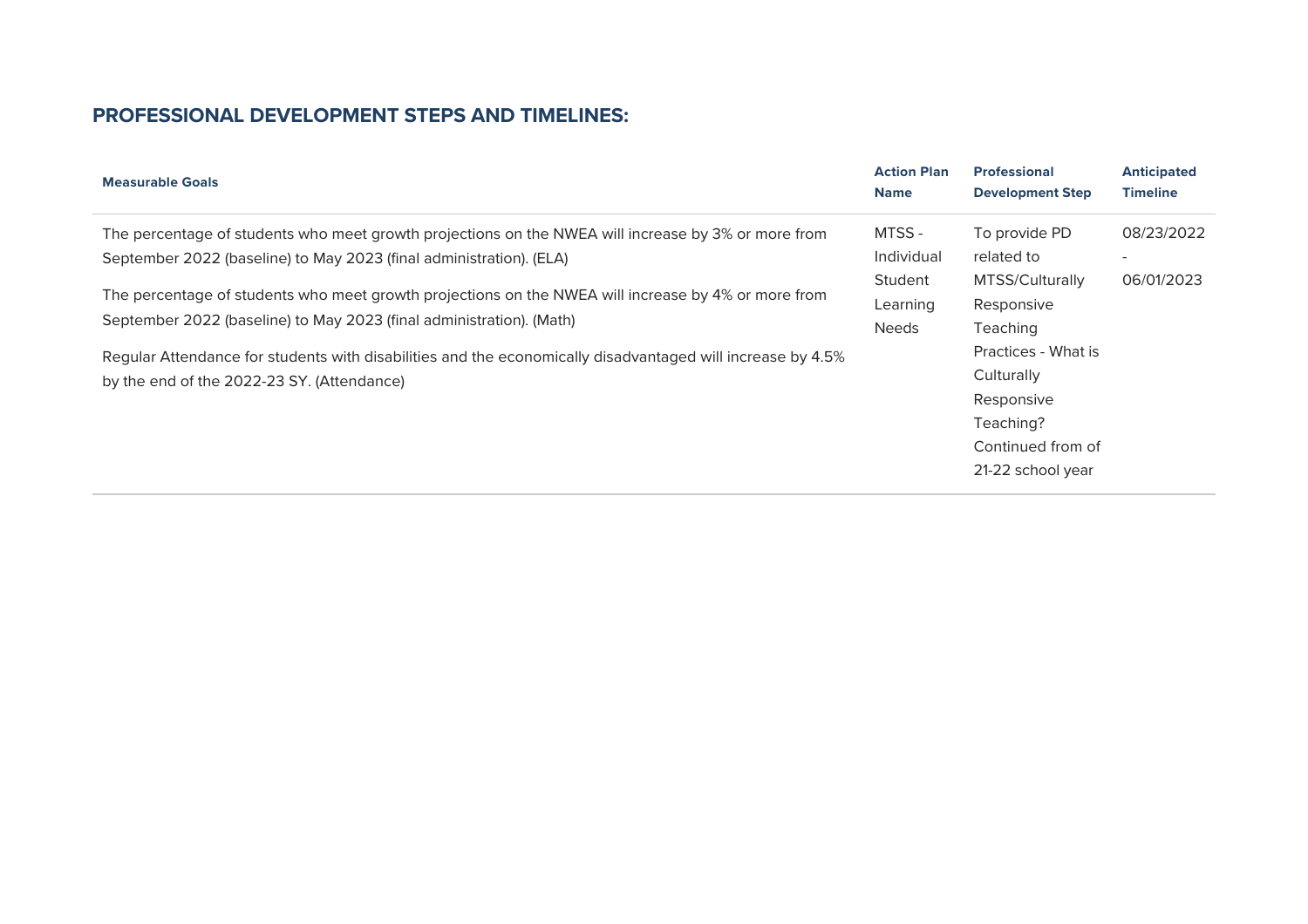## PROFESSIONAL DEVELOPMENT STEPS AND TIMELINES:

| Measurable Goals | Action Plan Name | Professional Development Step | Anticipated Timeline |
|---|---|---|---|
| The percentage of students who meet growth projections on the NWEA will increase by 3% or more from September 2022 (baseline) to May 2023 (final administration). (ELA)<br><br>The percentage of students who meet growth projections on the NWEA will increase by 4% or more from September 2022 (baseline) to May 2023 (final administration). (Math)<br><br>Regular Attendance for students with disabilities and the economically disadvantaged will increase by 4.5% by the end of the 2022-23 SY. (Attendance) | MTSS - Individual Student Learning Needs | To provide PD related to MTSS/Culturally Responsive Teaching Practices - What is Culturally Responsive Teaching? Continued from of 21-22 school year | 08/23/2022 - 06/01/2023 |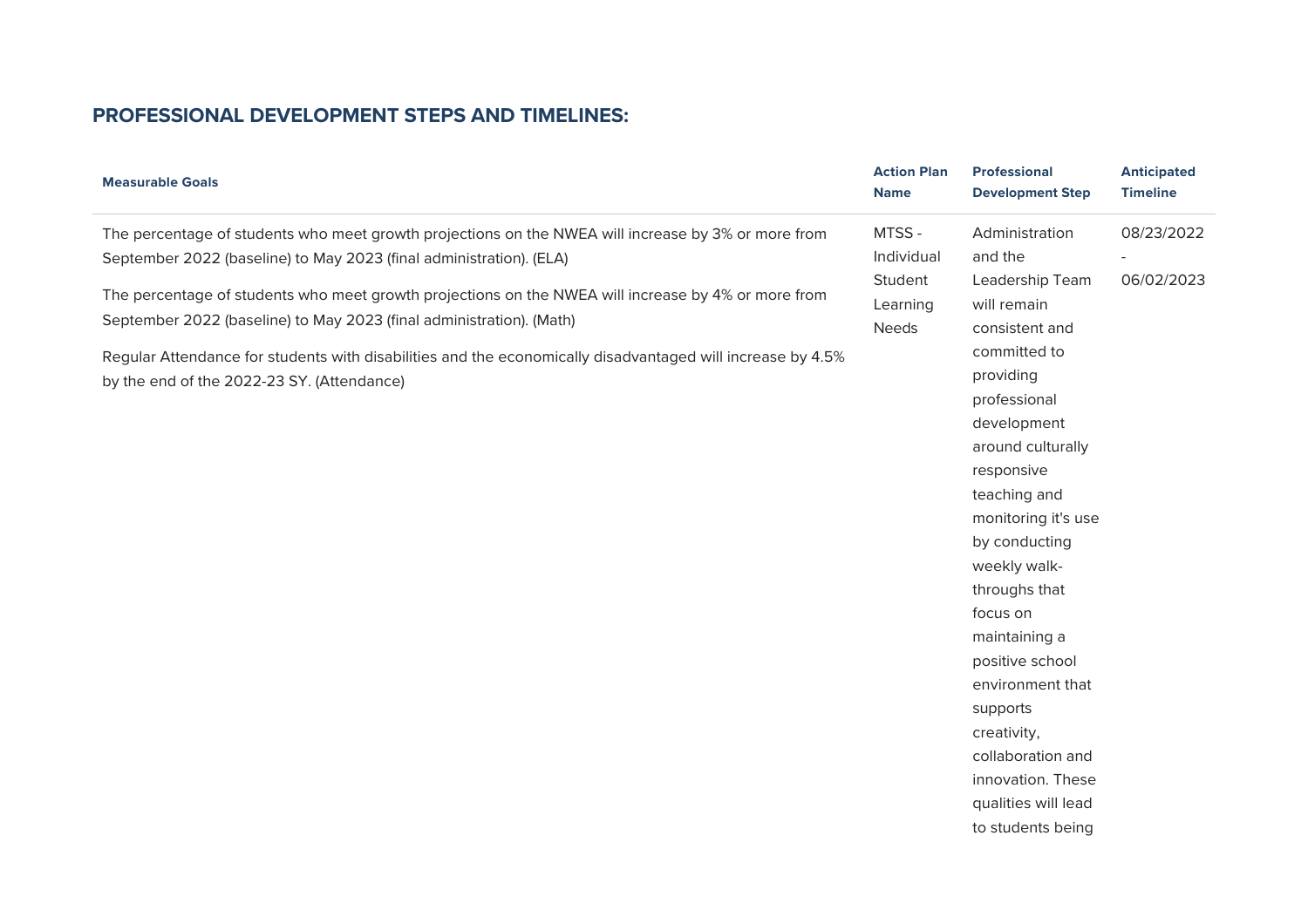## PROFESSIONAL DEVELOPMENT STEPS AND TIMELINES:

| Measurable Goals | Action Plan Name | Professional Development Step | Anticipated Timeline |
|---|---|---|---|
| The percentage of students who meet growth projections on the NWEA will increase by 3% or more from September 2022 (baseline) to May 2023 (final administration). (ELA)<br><br>The percentage of students who meet growth projections on the NWEA will increase by 4% or more from September 2022 (baseline) to May 2023 (final administration). (Math)<br><br>Regular Attendance for students with disabilities and the economically disadvantaged will increase by 4.5% by the end of the 2022-23 SY. (Attendance) | MTSS - Individual Student Learning Needs | Administration and the Leadership Team will remain consistent and committed to providing professional development around culturally responsive teaching and monitoring it's use by conducting weekly walk-throughs that focus on maintaining a positive school environment that supports creativity, collaboration and innovation. These qualities will lead to students being | 08/23/2022 - 06/02/2023 |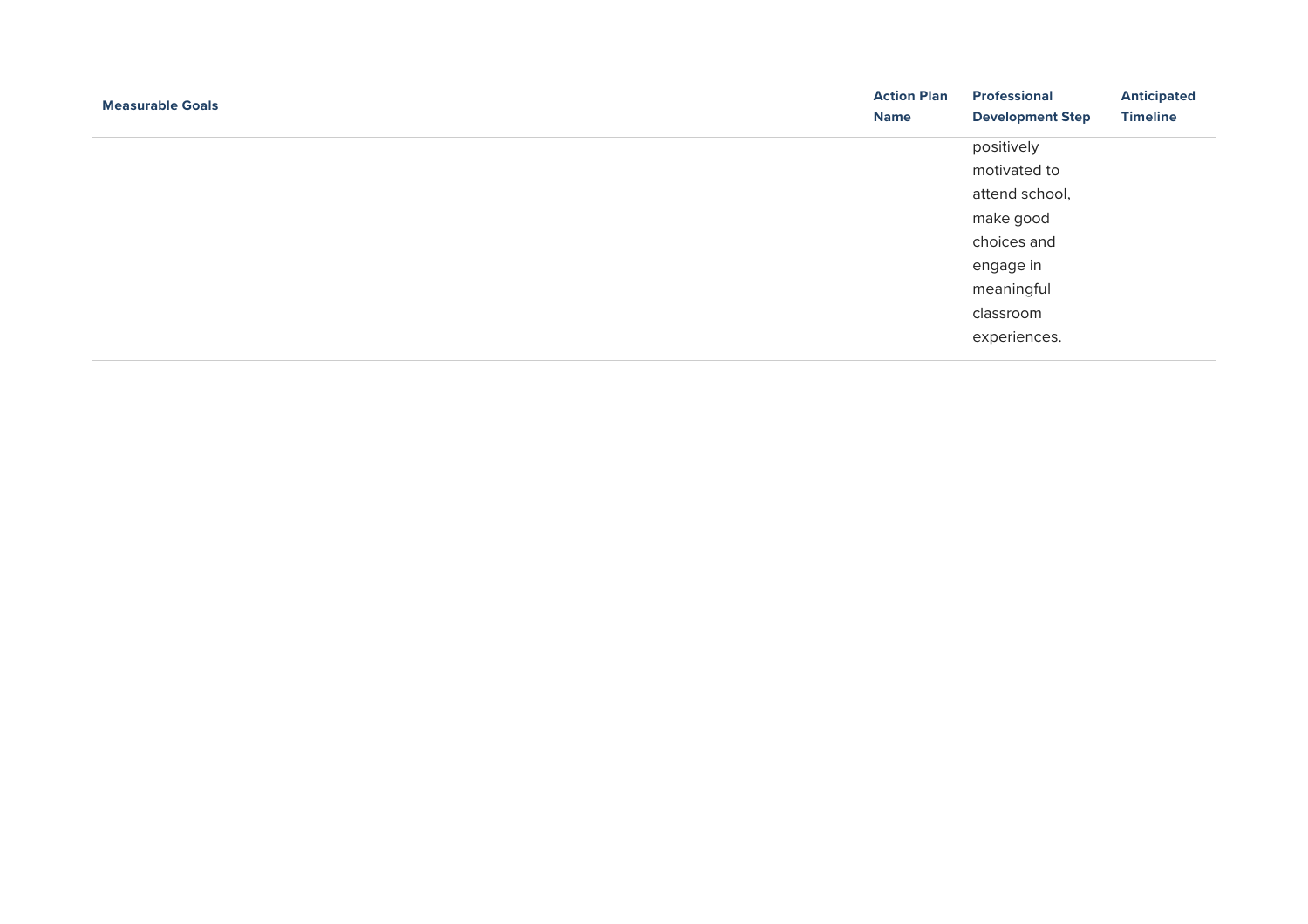| Measurable Goals | Action Plan Name | Professional Development Step | Anticipated Timeline |
|---|---|---|---|
| | | positively motivated to attend school, make good choices and engage in meaningful classroom experiences. | |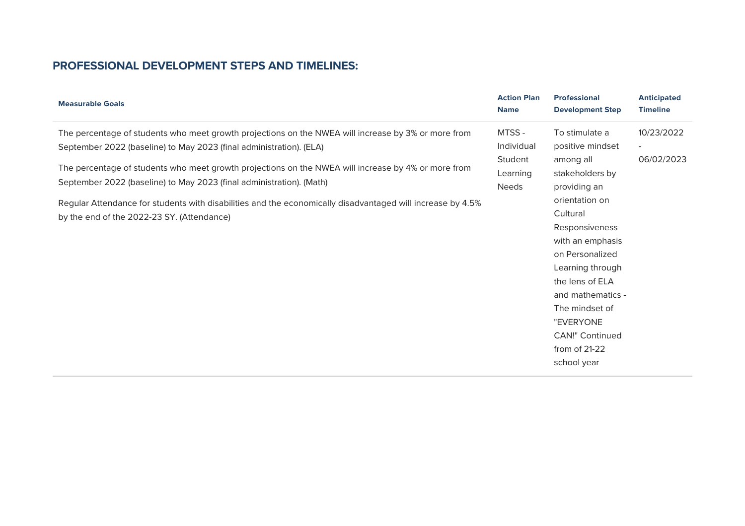## PROFESSIONAL DEVELOPMENT STEPS AND TIMELINES:

| Measurable Goals | Action Plan Name | Professional Development Step | Anticipated Timeline |
|---|---|---|---|
| The percentage of students who meet growth projections on the NWEA will increase by 3% or more from September 2022 (baseline) to May 2023 (final administration). (ELA)<br><br>The percentage of students who meet growth projections on the NWEA will increase by 4% or more from September 2022 (baseline) to May 2023 (final administration). (Math)<br><br>Regular Attendance for students with disabilities and the economically disadvantaged will increase by 4.5% by the end of the 2022-23 SY. (Attendance) | MTSS - Individual Student Learning Needs | To stimulate a positive mindset among all stakeholders by providing an orientation on Cultural Responsiveness with an emphasis on Personalized Learning through the lens of ELA and mathematics - The mindset of "EVERYONE CAN!" Continued from of 21-22 school year | 10/23/2022 - 06/02/2023 |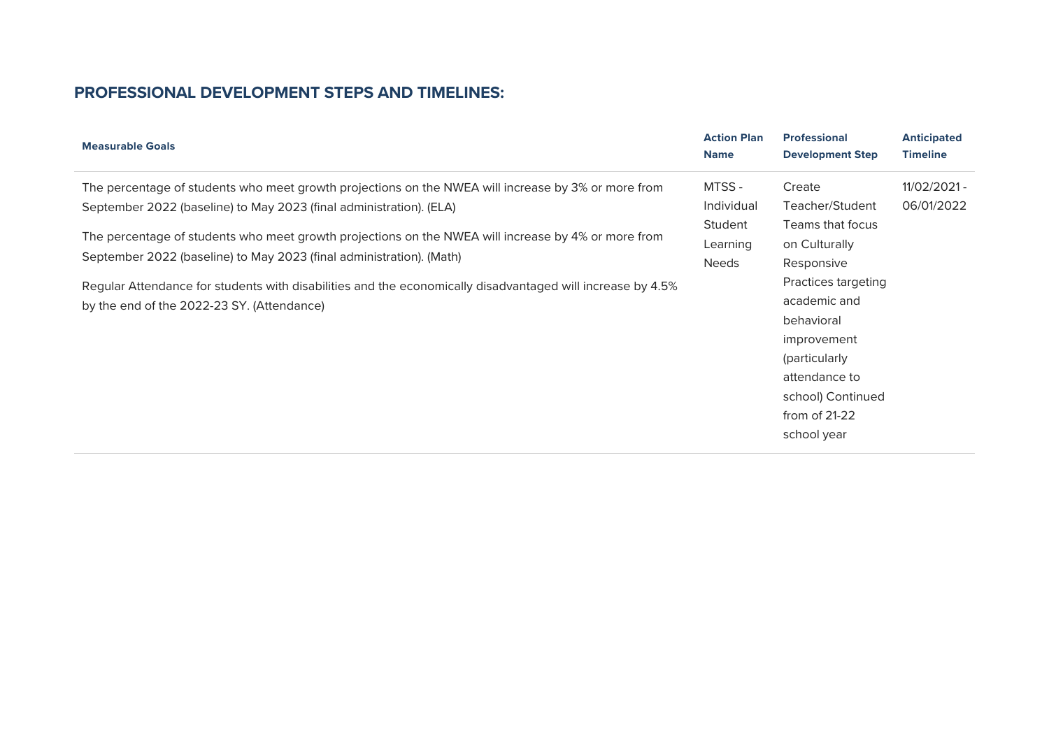## PROFESSIONAL DEVELOPMENT STEPS AND TIMELINES:

| Measurable Goals | Action Plan Name | Professional Development Step | Anticipated Timeline |
|---|---|---|---|
| The percentage of students who meet growth projections on the NWEA will increase by 3% or more from September 2022 (baseline) to May 2023 (final administration). (ELA)<br><br>The percentage of students who meet growth projections on the NWEA will increase by 4% or more from September 2022 (baseline) to May 2023 (final administration). (Math)<br><br>Regular Attendance for students with disabilities and the economically disadvantaged will increase by 4.5% by the end of the 2022-23 SY. (Attendance) | MTSS - Individual Student Learning Needs | Create Teacher/Student Teams that focus on Culturally Responsive Practices targeting academic and behavioral improvement (particularly attendance to school) Continued from of 21-22 school year | 11/02/2021 - 06/01/2022 |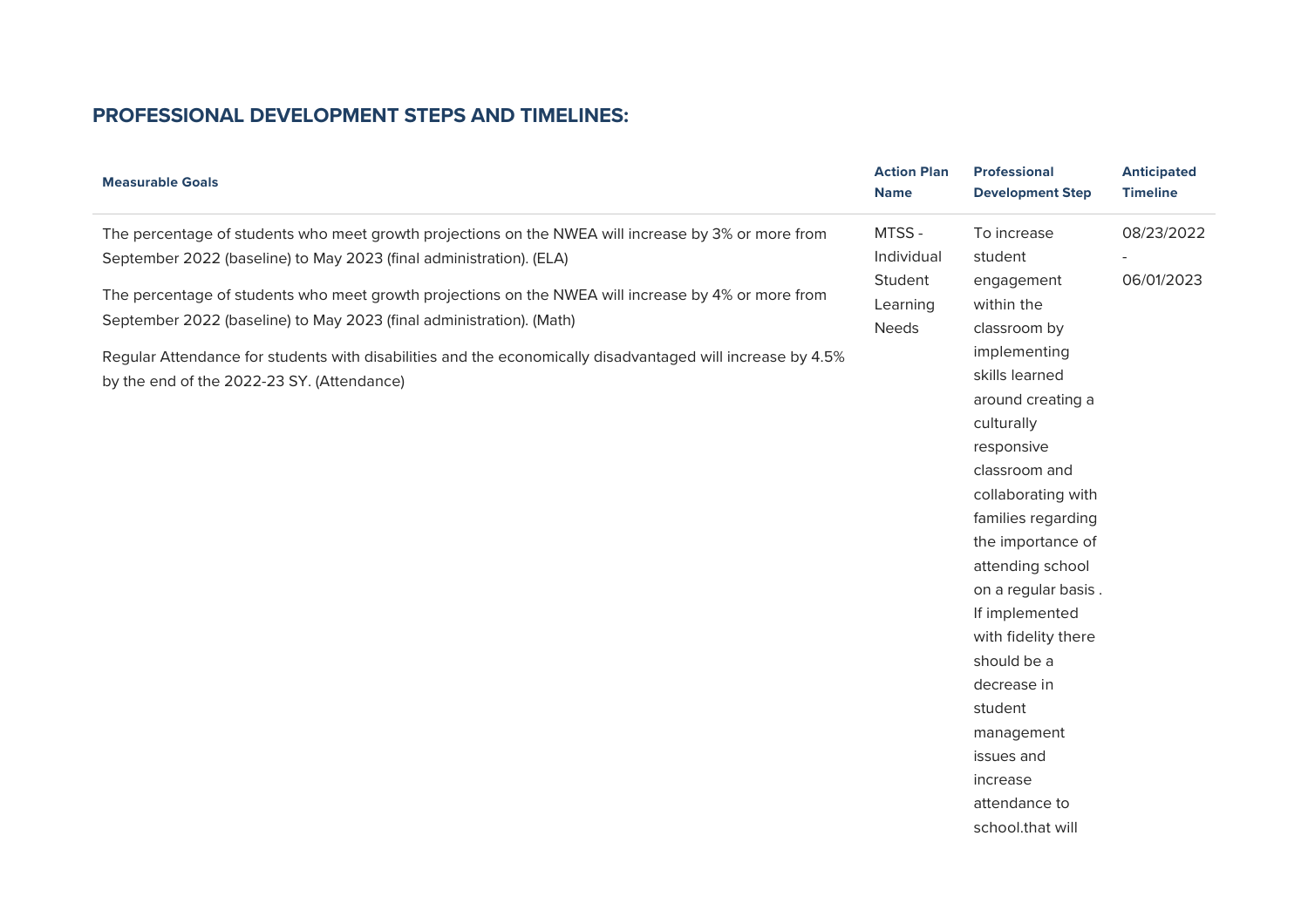## PROFESSIONAL DEVELOPMENT STEPS AND TIMELINES:

| Measurable Goals | Action Plan Name | Professional Development Step | Anticipated Timeline |
|---|---|---|---|
| The percentage of students who meet growth projections on the NWEA will increase by 3% or more from September 2022 (baseline) to May 2023 (final administration). (ELA)<br><br>The percentage of students who meet growth projections on the NWEA will increase by 4% or more from September 2022 (baseline) to May 2023 (final administration). (Math)<br><br>Regular Attendance for students with disabilities and the economically disadvantaged will increase by 4.5% by the end of the 2022-23 SY. (Attendance) | MTSS - Individual Student Learning Needs | To increase student engagement within the classroom by implementing skills learned around creating a culturally responsive classroom and collaborating with families regarding the importance of attending school on a regular basis . If implemented with fidelity there should be a decrease in student management issues and increase attendance to school.that will | 08/23/2022 - 06/01/2023 |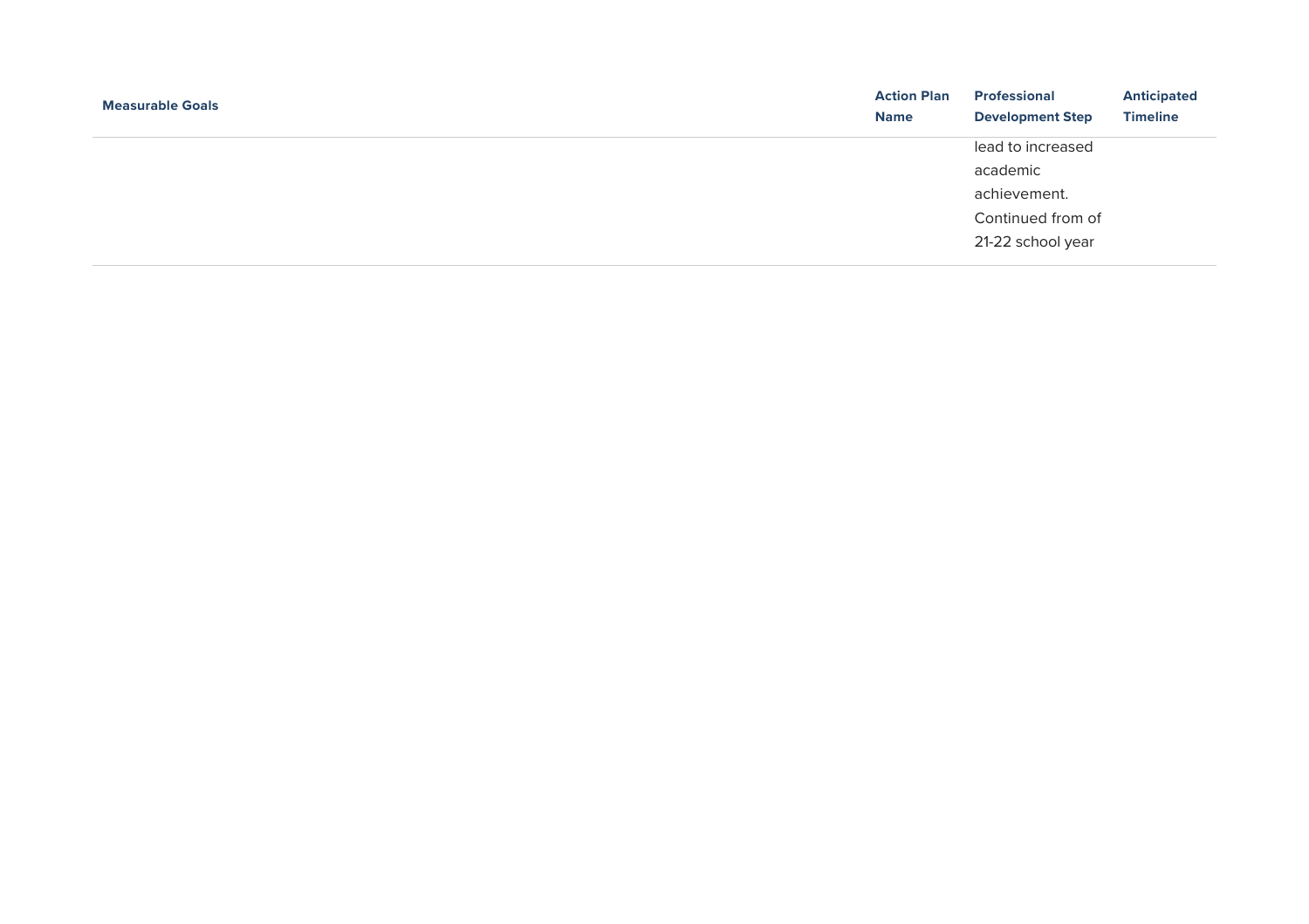| Measurable Goals | Action Plan Name | Professional Development Step | Anticipated Timeline |
|---|---|---|---|
| | | lead to increased academic achievement. Continued from of 21-22 school year | |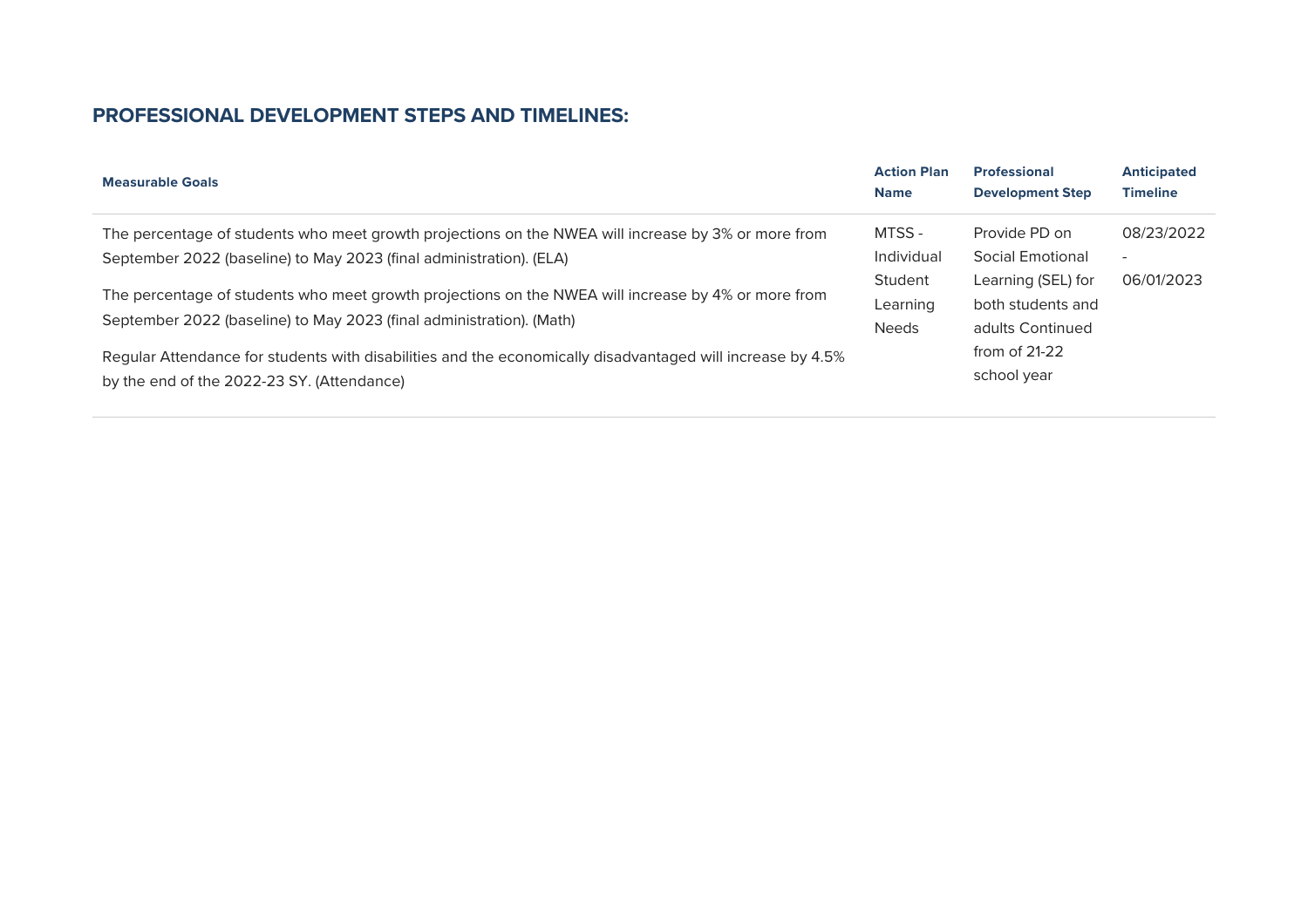## PROFESSIONAL DEVELOPMENT STEPS AND TIMELINES:

| Measurable Goals | Action Plan Name | Professional Development Step | Anticipated Timeline |
|---|---|---|---|
| The percentage of students who meet growth projections on the NWEA will increase by 3% or more from September 2022 (baseline) to May 2023 (final administration). (ELA)<br><br>The percentage of students who meet growth projections on the NWEA will increase by 4% or more from September 2022 (baseline) to May 2023 (final administration). (Math)<br><br>Regular Attendance for students with disabilities and the economically disadvantaged will increase by 4.5% by the end of the 2022-23 SY. (Attendance) | MTSS - Individual Student Learning Needs | Provide PD on Social Emotional Learning (SEL) for both students and adults Continued from of 21-22 school year | 08/23/2022 - 06/01/2023 |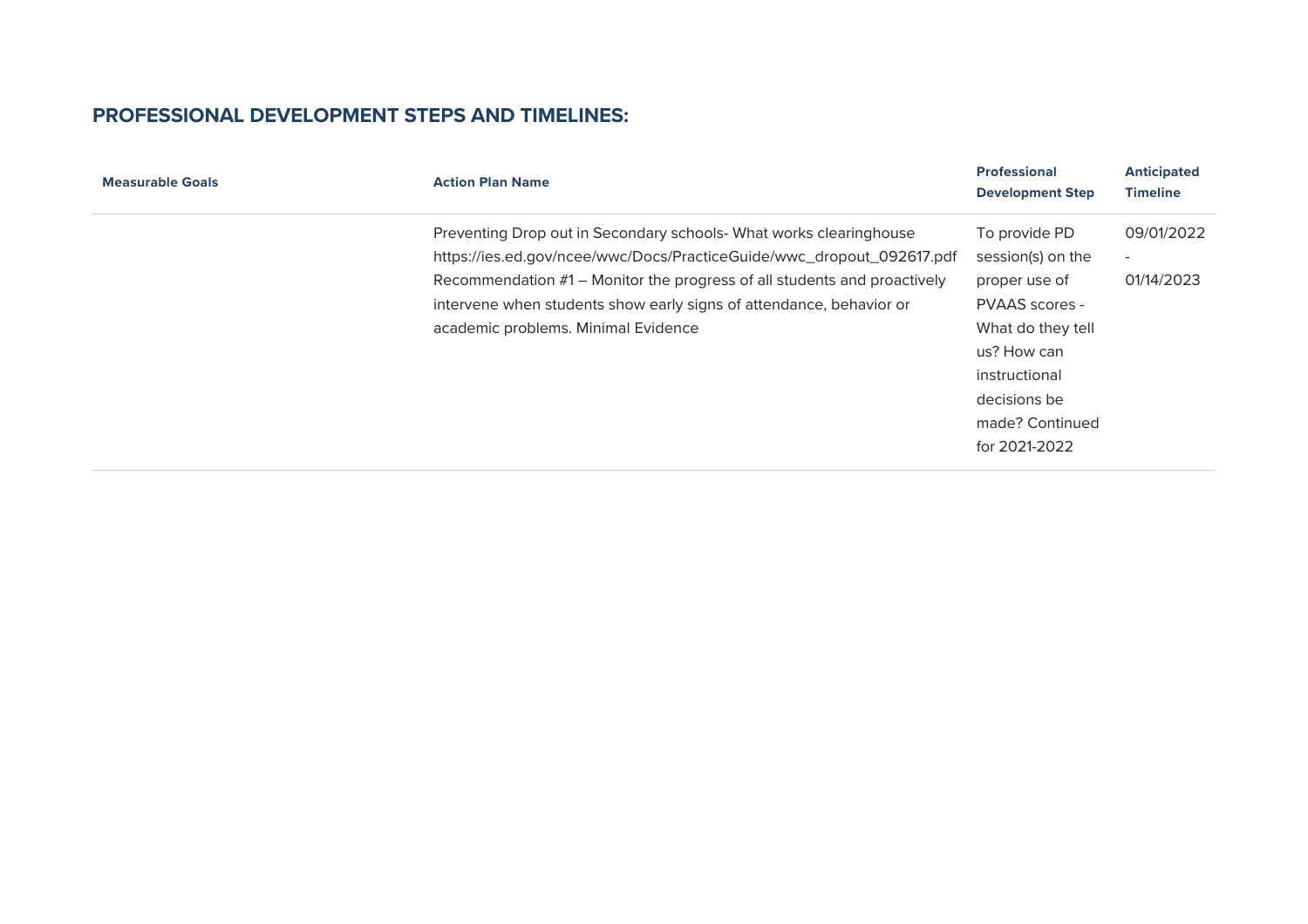## PROFESSIONAL DEVELOPMENT STEPS AND TIMELINES:

| Measurable Goals | Action Plan Name | Professional Development Step | Anticipated Timeline |
| --- | --- | --- | --- |
| | Preventing Drop out in Secondary schools- What works clearinghouse https://ies.ed.gov/ncee/wwc/Docs/PracticeGuide/wwc_dropout_092617.pdf Recommendation #1 – Monitor the progress of all students and proactively intervene when students show early signs of attendance, behavior or academic problems. Minimal Evidence | To provide PD session(s) on the proper use of PVAAS scores - What do they tell us? How can instructional decisions be made? Continued for 2021-2022 | 09/01/2022 - 01/14/2023 |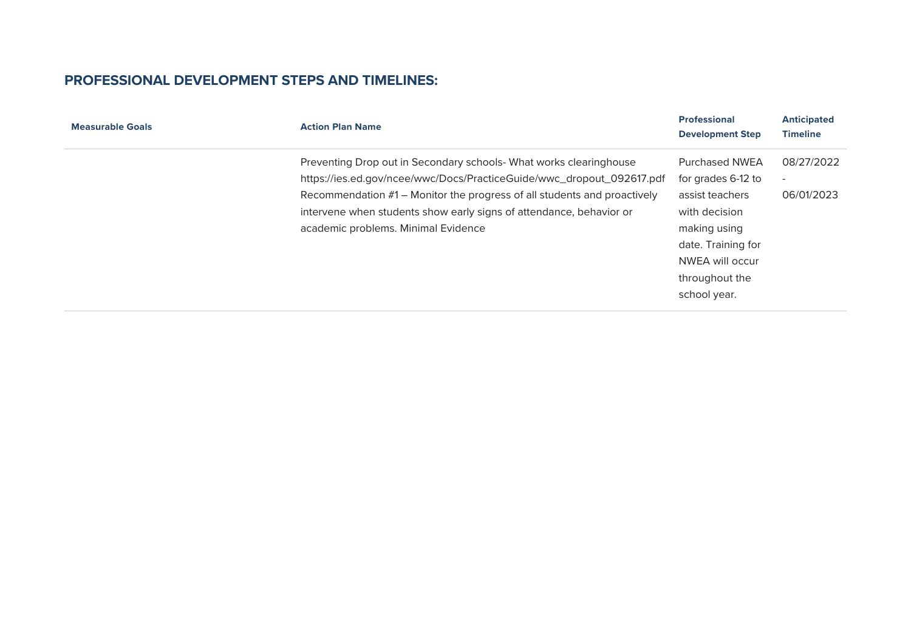## PROFESSIONAL DEVELOPMENT STEPS AND TIMELINES:

| Measurable Goals | Action Plan Name | Professional Development Step | Anticipated Timeline |
|---|---|---|---|
| | Preventing Drop out in Secondary schools- What works clearinghouse https://ies.ed.gov/ncee/wwc/Docs/PracticeGuide/wwc_dropout_092617.pdf Recommendation #1 – Monitor the progress of all students and proactively intervene when students show early signs of attendance, behavior or academic problems. Minimal Evidence | Purchased NWEA for grades 6-12 to assist teachers with decision making using date. Training for NWEA will occur throughout the school year. | 08/27/2022 - 06/01/2023 |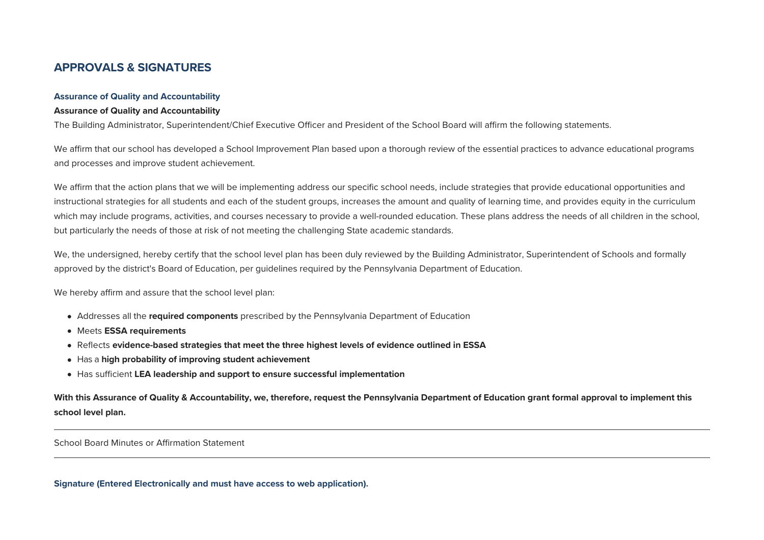## APPROVALS & SIGNATURES

### Assurance of Quality and Accountability

**Assurance of Quality and Accountability**

The Building Administrator, Superintendent/Chief Executive Officer and President of the School Board will affirm the following statements.

We affirm that our school has developed a School Improvement Plan based upon a thorough review of the essential practices to advance educational programs and processes and improve student achievement.

We affirm that the action plans that we will be implementing address our specific school needs, include strategies that provide educational opportunities and instructional strategies for all students and each of the student groups, increases the amount and quality of learning time, and provides equity in the curriculum which may include programs, activities, and courses necessary to provide a well-rounded education. These plans address the needs of all children in the school, but particularly the needs of those at risk of not meeting the challenging State academic standards.

We, the undersigned, hereby certify that the school level plan has been duly reviewed by the Building Administrator, Superintendent of Schools and formally approved by the district's Board of Education, per guidelines required by the Pennsylvania Department of Education.

We hereby affirm and assure that the school level plan:

- Addresses all the **required components** prescribed by the Pennsylvania Department of Education
- Meets **ESSA requirements**
- Reflects **evidence-based strategies that meet the three highest levels of evidence outlined in ESSA**
- Has a **high probability of improving student achievement**
- Has sufficient **LEA leadership and support to ensure successful implementation**

**With this Assurance of Quality & Accountability, we, therefore, request the Pennsylvania Department of Education grant formal approval to implement this school level plan.**

---

School Board Minutes or Affirmation Statement

---

### Signature (Entered Electronically and must have access to web application).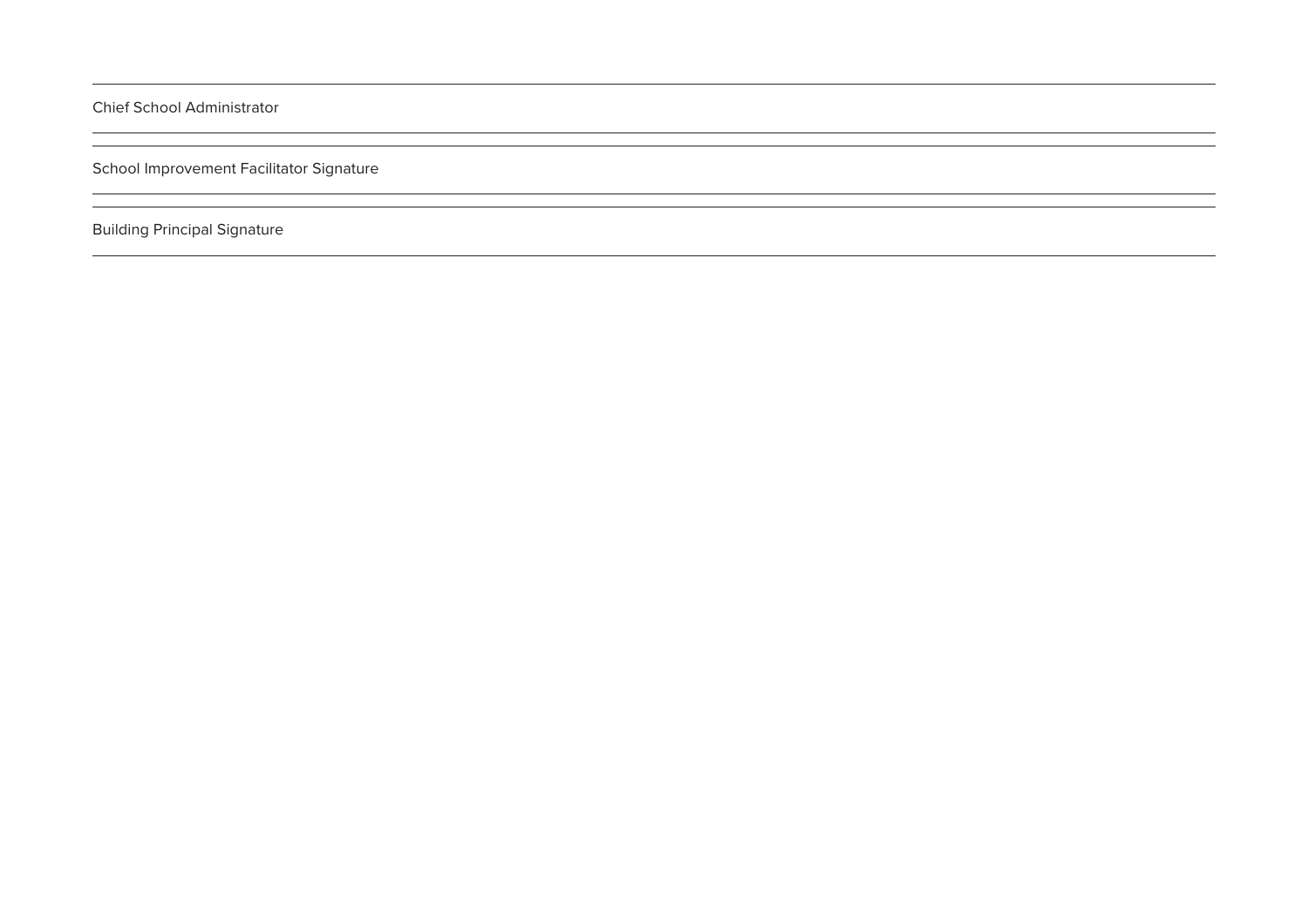Chief School Administrator

---

School Improvement Facilitator Signature

---

Building Principal Signature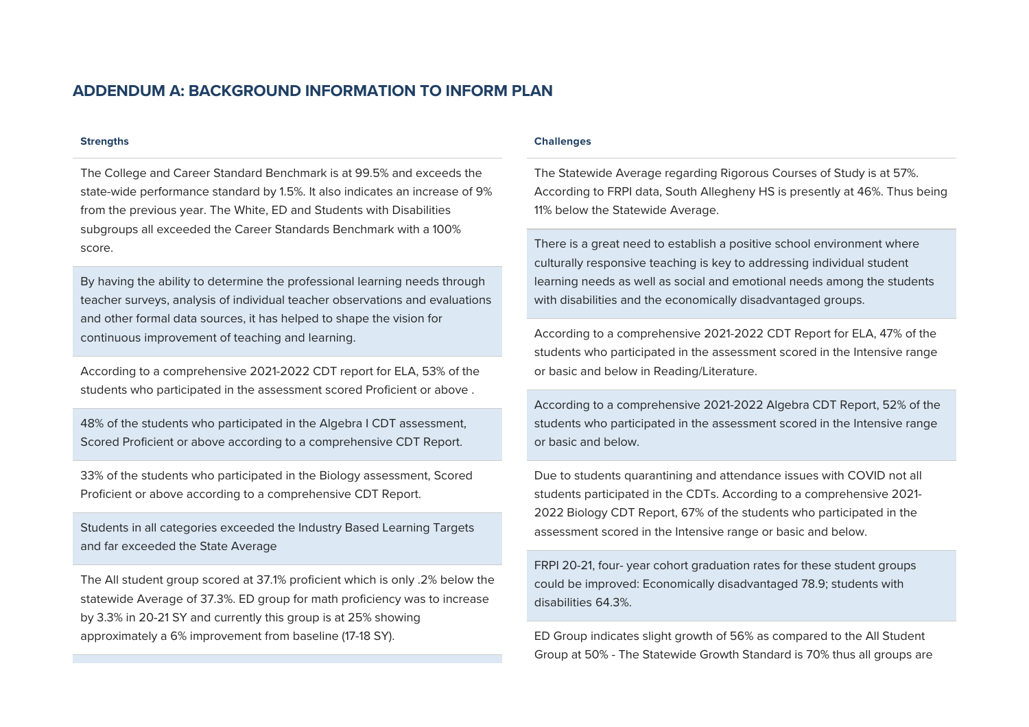## ADDENDUM A: BACKGROUND INFORMATION TO INFORM PLAN

| Strengths | Challenges |
| --- | --- |
| The College and Career Standard Benchmark is at 99.5% and exceeds the state-wide performance standard by 1.5%. It also indicates an increase of 9% from the previous year. The White, ED and Students with Disabilities subgroups all exceeded the Career Standards Benchmark with a 100% score. | The Statewide Average regarding Rigorous Courses of Study is at 57%. According to FRPI data, South Allegheny HS is presently at 46%. Thus being 11% below the Statewide Average. |
| By having the ability to determine the professional learning needs through teacher surveys, analysis of individual teacher observations and evaluations and other formal data sources, it has helped to shape the vision for continuous improvement of teaching and learning. | There is a great need to establish a positive school environment where culturally responsive teaching is key to addressing individual student learning needs as well as social and emotional needs among the students with disabilities and the economically disadvantaged groups. |
| According to a comprehensive 2021-2022 CDT report for ELA, 53% of the students who participated in the assessment scored Proficient or above . | According to a comprehensive 2021-2022 CDT Report for ELA, 47% of the students who participated in the assessment scored in the Intensive range or basic and below in Reading/Literature. |
| 48% of the students who participated in the Algebra I CDT assessment, Scored Proficient or above according to a comprehensive CDT Report. | According to a comprehensive 2021-2022 Algebra CDT Report, 52% of the students who participated in the assessment scored in the Intensive range or basic and below. |
| 33% of the students who participated in the Biology assessment, Scored Proficient or above according to a comprehensive CDT Report. | Due to students quarantining and attendance issues with COVID not all students participated in the CDTs. According to a comprehensive 2021-2022 Biology CDT Report, 67% of the students who participated in the assessment scored in the Intensive range or basic and below. |
| Students in all categories exceeded the Industry Based Learning Targets and far exceeded the State Average | FRPI 20-21, four- year cohort graduation rates for these student groups could be improved: Economically disadvantaged 78.9; students with disabilities 64.3%. |
| The All student group scored at 37.1% proficient which is only .2% below the statewide Average of 37.3%. ED group for math proficiency was to increase by 3.3% in 20-21 SY and currently this group is at 25% showing approximately a 6% improvement from baseline (17-18 SY). | ED Group indicates slight growth of 56% as compared to the All Student Group at 50% - The Statewide Growth Standard is 70% thus all groups are |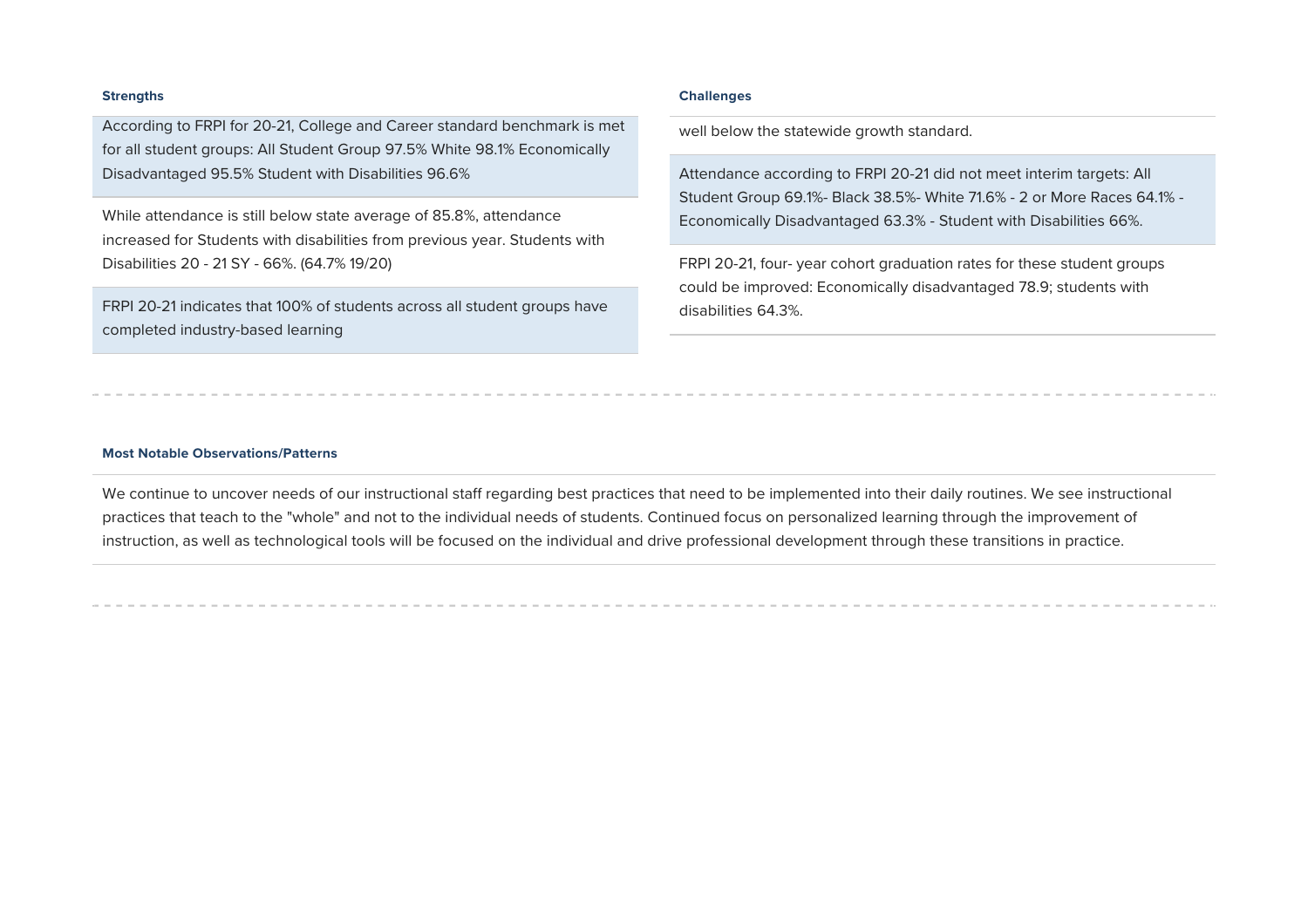| Strengths | Challenges |
| --- | --- |
| According to FRPI for 20-21, College and Career standard benchmark is met for all student groups: All Student Group 97.5% White 98.1% Economically Disadvantaged 95.5% Student with Disabilities 96.6% | well below the statewide growth standard. |
| While attendance is still below state average of 85.8%, attendance increased for Students with disabilities from previous year. Students with Disabilities 20 - 21 SY - 66%. (64.7% 19/20) | Attendance according to FRPI 20-21 did not meet interim targets: All Student Group 69.1%- Black 38.5%- White 71.6% - 2 or More Races 64.1% - Economically Disadvantaged 63.3% - Student with Disabilities 66%. |
| FRPI 20-21 indicates that 100% of students across all student groups have completed industry-based learning | FRPI 20-21, four- year cohort graduation rates for these student groups could be improved: Economically disadvantaged 78.9; students with disabilities 64.3%. |

**Most Notable Observations/Patterns**

We continue to uncover needs of our instructional staff regarding best practices that need to be implemented into their daily routines. We see instructional practices that teach to the "whole" and not to the individual needs of students. Continued focus on personalized learning through the improvement of instruction, as well as technological tools will be focused on the individual and drive professional development through these transitions in practice.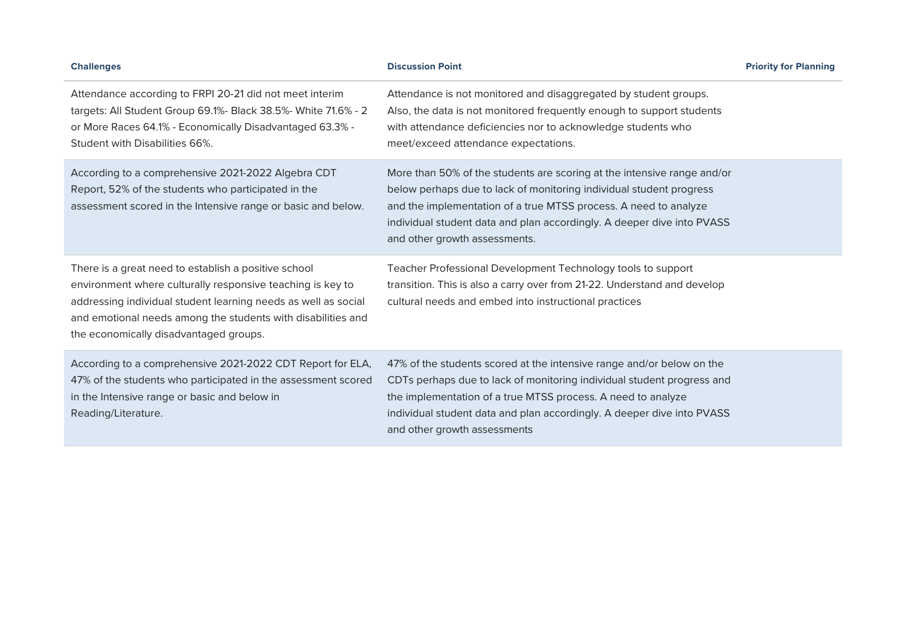| Challenges | Discussion Point | Priority for Planning |
|---|---|---|
| Attendance according to FRPI 20-21 did not meet interim targets: All Student Group 69.1%- Black 38.5%- White 71.6% - 2 or More Races 64.1% - Economically Disadvantaged 63.3% - Student with Disabilities 66%. | Attendance is not monitored and disaggregated by student groups. Also, the data is not monitored frequently enough to support students with attendance deficiencies nor to acknowledge students who meet/exceed attendance expectations. | |
| According to a comprehensive 2021-2022 Algebra CDT Report, 52% of the students who participated in the assessment scored in the Intensive range or basic and below. | More than 50% of the students are scoring at the intensive range and/or below perhaps due to lack of monitoring individual student progress and the implementation of a true MTSS process. A need to analyze individual student data and plan accordingly. A deeper dive into PVASS and other growth assessments. | |
| There is a great need to establish a positive school environment where culturally responsive teaching is key to addressing individual student learning needs as well as social and emotional needs among the students with disabilities and the economically disadvantaged groups. | Teacher Professional Development Technology tools to support transition. This is also a carry over from 21-22. Understand and develop cultural needs and embed into instructional practices | |
| According to a comprehensive 2021-2022 CDT Report for ELA, 47% of the students who participated in the assessment scored in the Intensive range or basic and below in Reading/Literature. | 47% of the students scored at the intensive range and/or below on the CDTs perhaps due to lack of monitoring individual student progress and the implementation of a true MTSS process. A need to analyze individual student data and plan accordingly. A deeper dive into PVASS and other growth assessments | |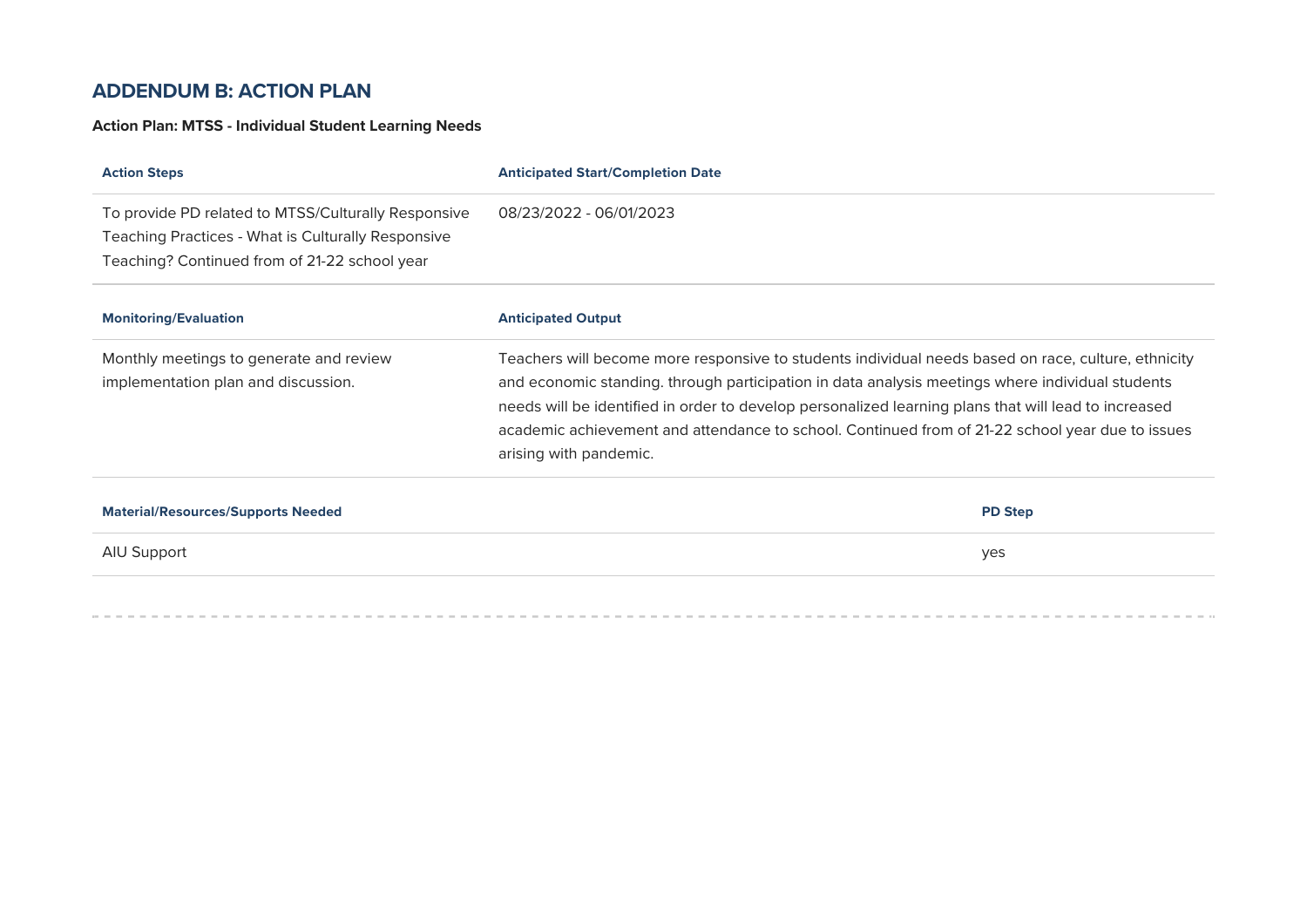## ADDENDUM B: ACTION PLAN

**Action Plan: MTSS - Individual Student Learning Needs**

| Action Steps | Anticipated Start/Completion Date |
| --- | --- |
| To provide PD related to MTSS/Culturally Responsive Teaching Practices - What is Culturally Responsive Teaching? Continued from of 21-22 school year | 08/23/2022 - 06/01/2023 |

| Monitoring/Evaluation | Anticipated Output |
| --- | --- |
| Monthly meetings to generate and review implementation plan and discussion. | Teachers will become more responsive to students individual needs based on race, culture, ethnicity and economic standing. through participation in data analysis meetings where individual students needs will be identified in order to develop personalized learning plans that will lead to increased academic achievement and attendance to school. Continued from of 21-22 school year due to issues arising with pandemic. |

| Material/Resources/Supports Needed | PD Step |
| --- | --- |
| AIU Support | yes |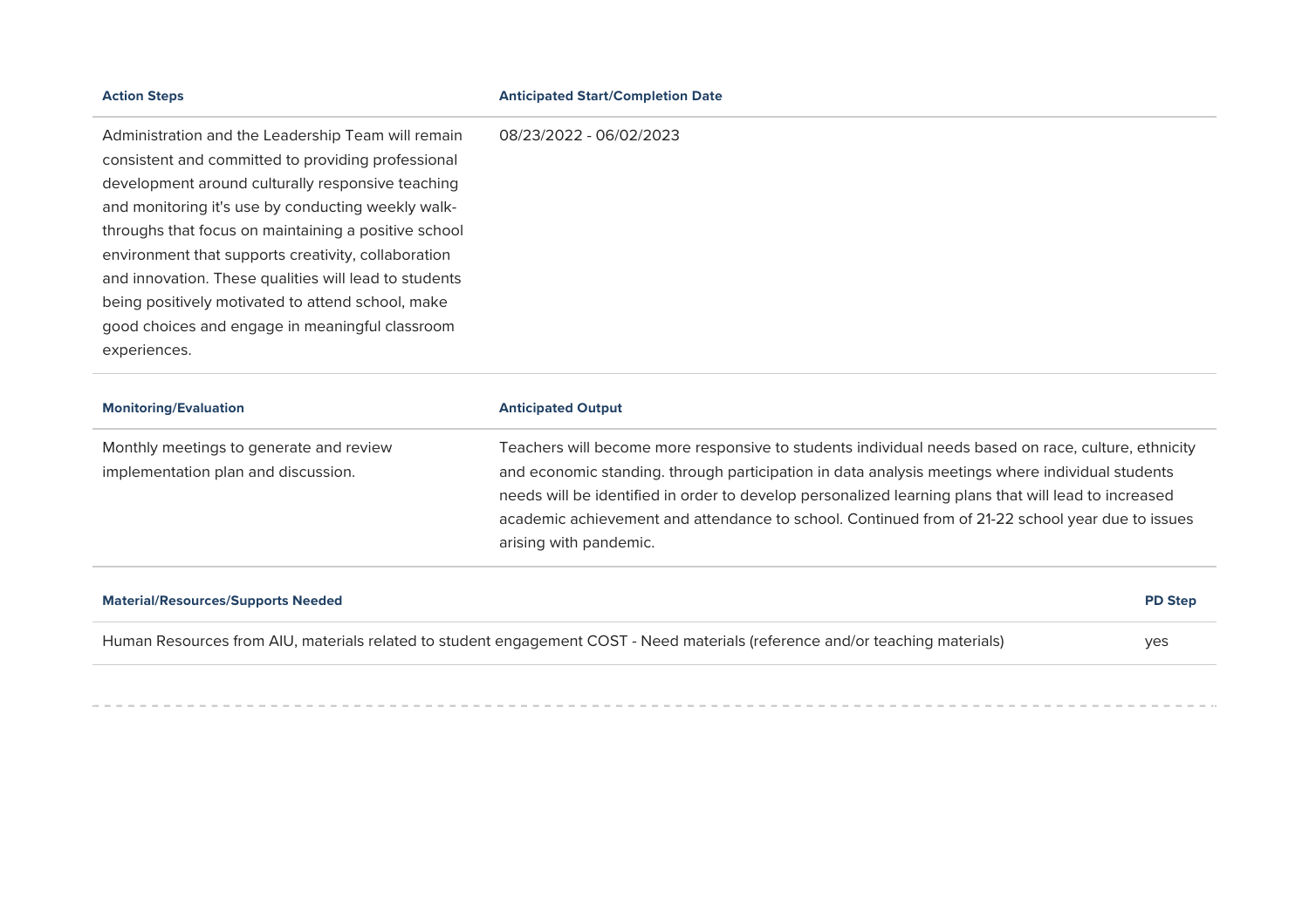| Action Steps | Anticipated Start/Completion Date |
| --- | --- |
| Administration and the Leadership Team will remain consistent and committed to providing professional development around culturally responsive teaching and monitoring it's use by conducting weekly walk-throughs that focus on maintaining a positive school environment that supports creativity, collaboration and innovation. These qualities will lead to students being positively motivated to attend school, make good choices and engage in meaningful classroom experiences. | 08/23/2022 - 06/02/2023 |

| Monitoring/Evaluation | Anticipated Output |
| --- | --- |
| Monthly meetings to generate and review implementation plan and discussion. | Teachers will become more responsive to students individual needs based on race, culture, ethnicity and economic standing. through participation in data analysis meetings where individual students needs will be identified in order to develop personalized learning plans that will lead to increased academic achievement and attendance to school. Continued from of 21-22 school year due to issues arising with pandemic. |

| Material/Resources/Supports Needed | PD Step |
| --- | --- |
| Human Resources from AIU, materials related to student engagement COST - Need materials (reference and/or teaching materials) | yes |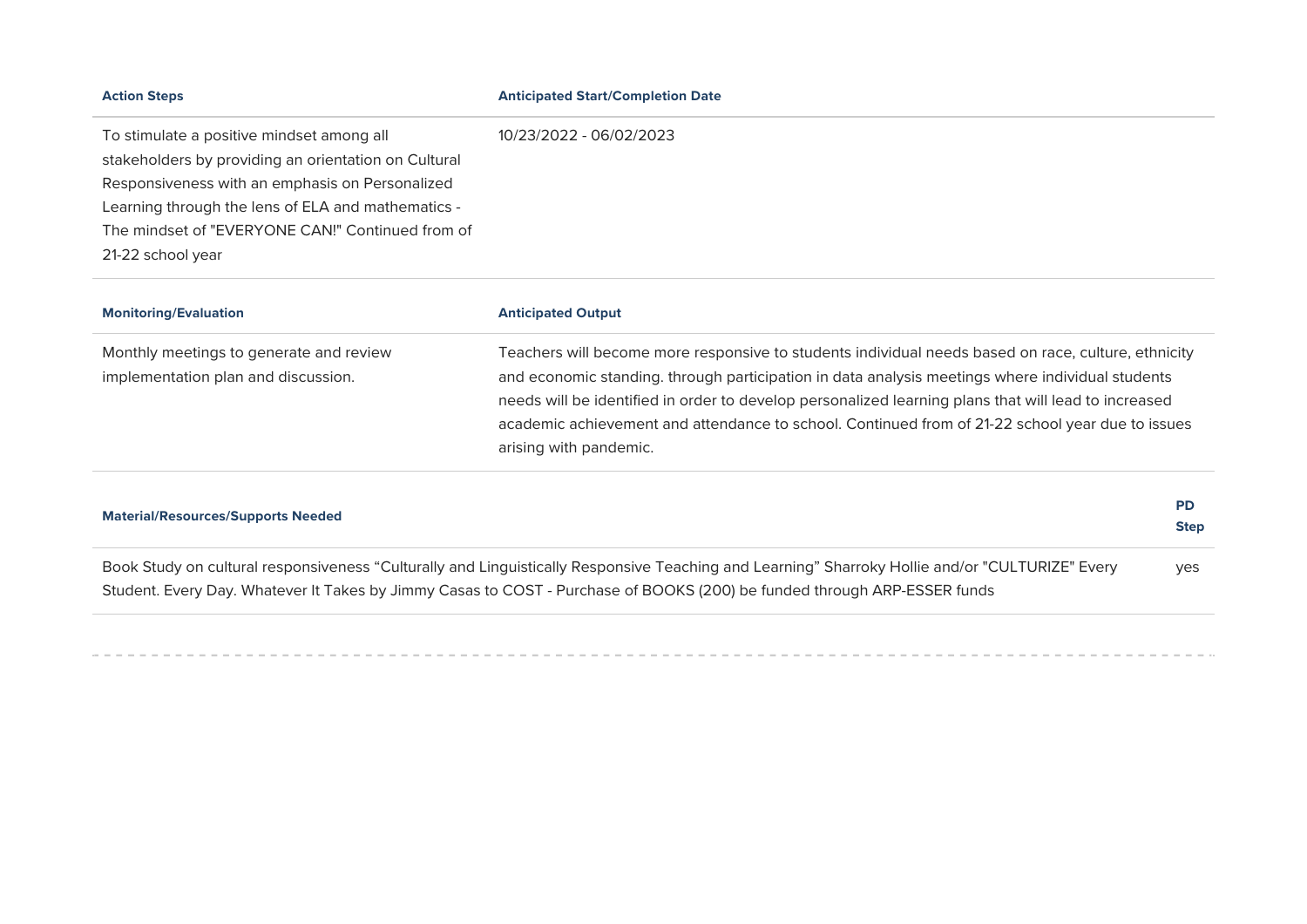| Action Steps | Anticipated Start/Completion Date |
| --- | --- |
| To stimulate a positive mindset among all stakeholders by providing an orientation on Cultural Responsiveness with an emphasis on Personalized Learning through the lens of ELA and mathematics - The mindset of "EVERYONE CAN!" Continued from of 21-22 school year | 10/23/2022 - 06/02/2023 |

| Monitoring/Evaluation | Anticipated Output |
| --- | --- |
| Monthly meetings to generate and review implementation plan and discussion. | Teachers will become more responsive to students individual needs based on race, culture, ethnicity and economic standing. through participation in data analysis meetings where individual students needs will be identified in order to develop personalized learning plans that will lead to increased academic achievement and attendance to school. Continued from of 21-22 school year due to issues arising with pandemic. |

| Material/Resources/Supports Needed | PD Step |
| --- | --- |
| Book Study on cultural responsiveness “Culturally and Linguistically Responsive Teaching and Learning” Sharroky Hollie and/or "CULTURIZE" Every Student. Every Day. Whatever It Takes by Jimmy Casas to COST - Purchase of BOOKS (200) be funded through ARP-ESSER funds | yes |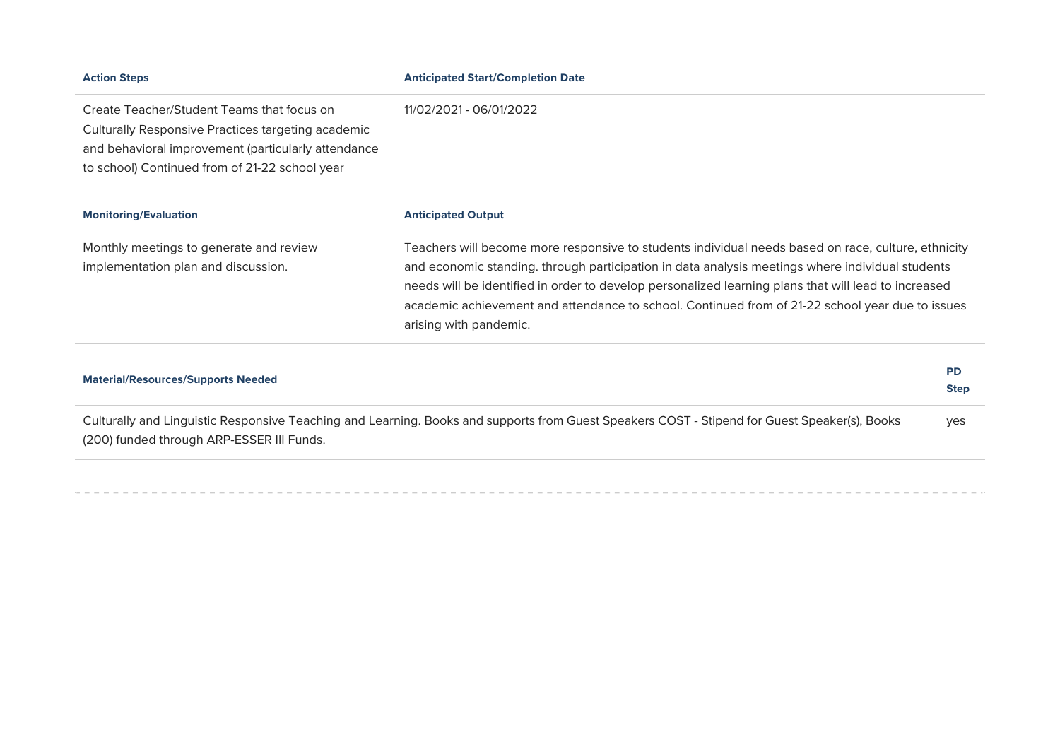| Action Steps | Anticipated Start/Completion Date |
| --- | --- |
| Create Teacher/Student Teams that focus on Culturally Responsive Practices targeting academic and behavioral improvement (particularly attendance to school) Continued from of 21-22 school year | 11/02/2021 - 06/01/2022 |

| Monitoring/Evaluation | Anticipated Output |
| --- | --- |
| Monthly meetings to generate and review implementation plan and discussion. | Teachers will become more responsive to students individual needs based on race, culture, ethnicity and economic standing. through participation in data analysis meetings where individual students needs will be identified in order to develop personalized learning plans that will lead to increased academic achievement and attendance to school. Continued from of 21-22 school year due to issues arising with pandemic. |

| Material/Resources/Supports Needed | PD Step |
| --- | --- |
| Culturally and Linguistic Responsive Teaching and Learning. Books and supports from Guest Speakers COST - Stipend for Guest Speaker(s), Books (200) funded through ARP-ESSER III Funds. | yes |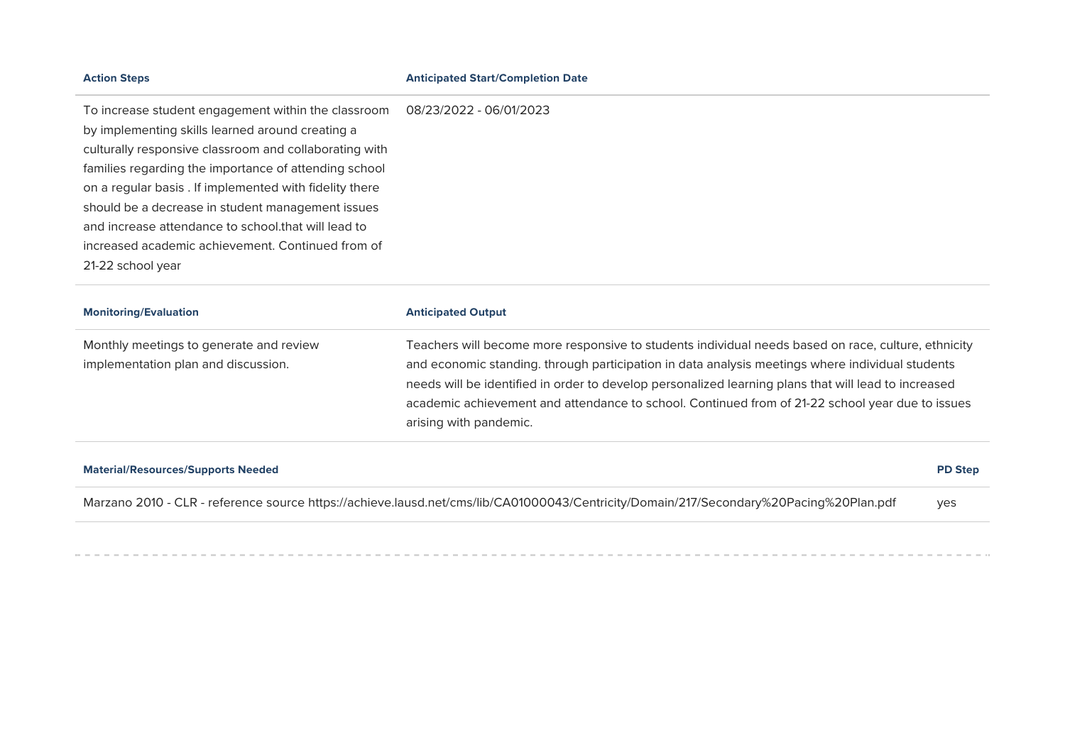| Action Steps | Anticipated Start/Completion Date |
| --- | --- |
| To increase student engagement within the classroom by implementing skills learned around creating a culturally responsive classroom and collaborating with families regarding the importance of attending school on a regular basis . If implemented with fidelity there should be a decrease in student management issues and increase attendance to school.that will lead to increased academic achievement. Continued from of 21-22 school year | 08/23/2022 - 06/01/2023 |

| Monitoring/Evaluation | Anticipated Output |
| --- | --- |
| Monthly meetings to generate and review implementation plan and discussion. | Teachers will become more responsive to students individual needs based on race, culture, ethnicity and economic standing. through participation in data analysis meetings where individual students needs will be identified in order to develop personalized learning plans that will lead to increased academic achievement and attendance to school. Continued from of 21-22 school year due to issues arising with pandemic. |

| Material/Resources/Supports Needed | PD Step |
| --- | --- |
| Marzano 2010 - CLR - reference source https://achieve.lausd.net/cms/lib/CA01000043/Centricity/Domain/217/Secondary%20Pacing%20Plan.pdf | yes |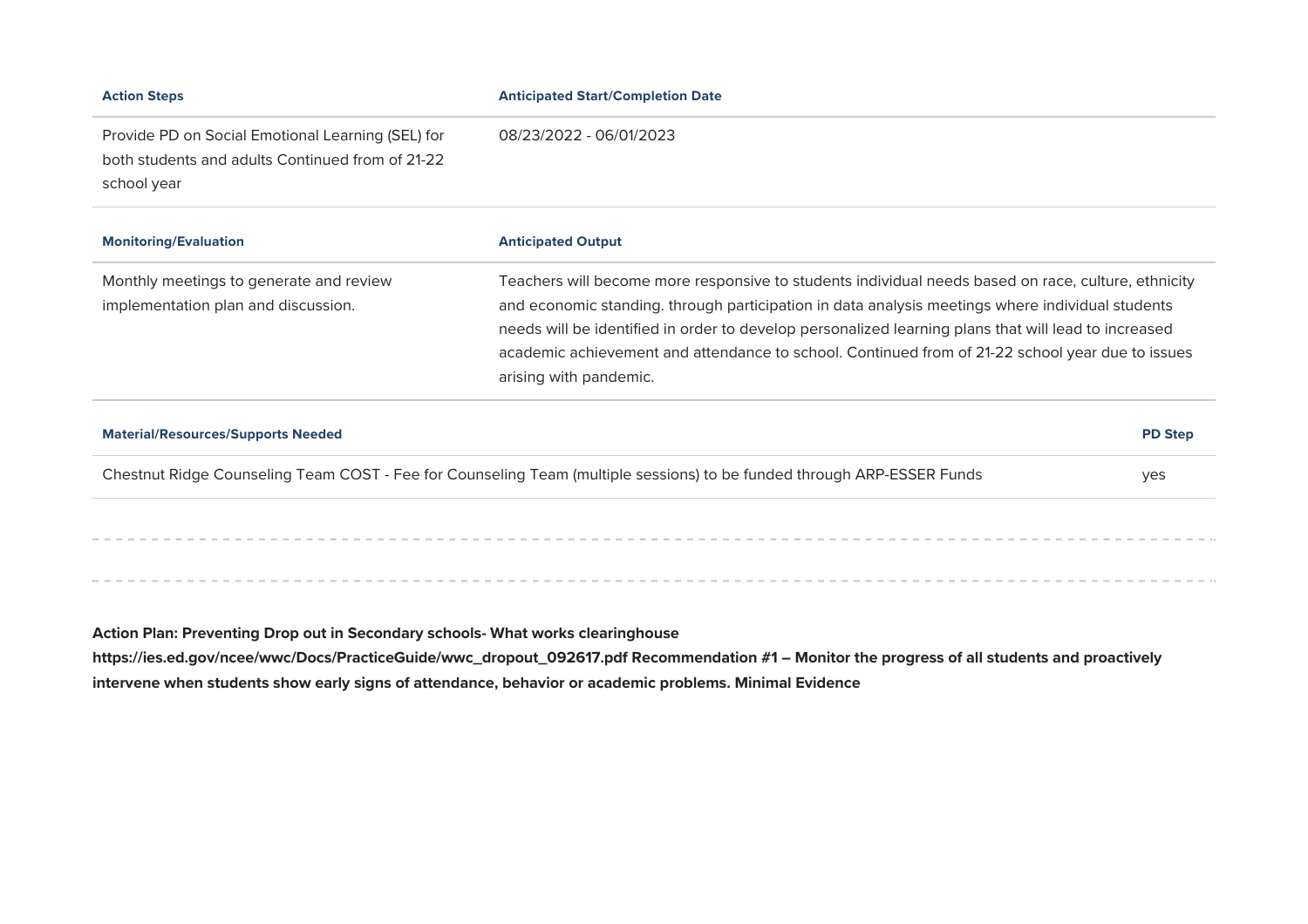| Action Steps | Anticipated Start/Completion Date |
| --- | --- |
| Provide PD on Social Emotional Learning (SEL) for both students and adults Continued from of 21-22 school year | 08/23/2022 - 06/01/2023 |

| Monitoring/Evaluation | Anticipated Output |
| --- | --- |
| Monthly meetings to generate and review implementation plan and discussion. | Teachers will become more responsive to students individual needs based on race, culture, ethnicity and economic standing. through participation in data analysis meetings where individual students needs will be identified in order to develop personalized learning plans that will lead to increased academic achievement and attendance to school. Continued from of 21-22 school year due to issues arising with pandemic. |

| Material/Resources/Supports Needed | PD Step |
| --- | --- |
| Chestnut Ridge Counseling Team COST - Fee for Counseling Team (multiple sessions) to be funded through ARP-ESSER Funds | yes |

---

**Action Plan: Preventing Drop out in Secondary schools- What works clearinghouse https://ies.ed.gov/ncee/wwc/Docs/PracticeGuide/wwc_dropout_092617.pdf Recommendation #1 – Monitor the progress of all students and proactively intervene when students show early signs of attendance, behavior or academic problems. Minimal Evidence**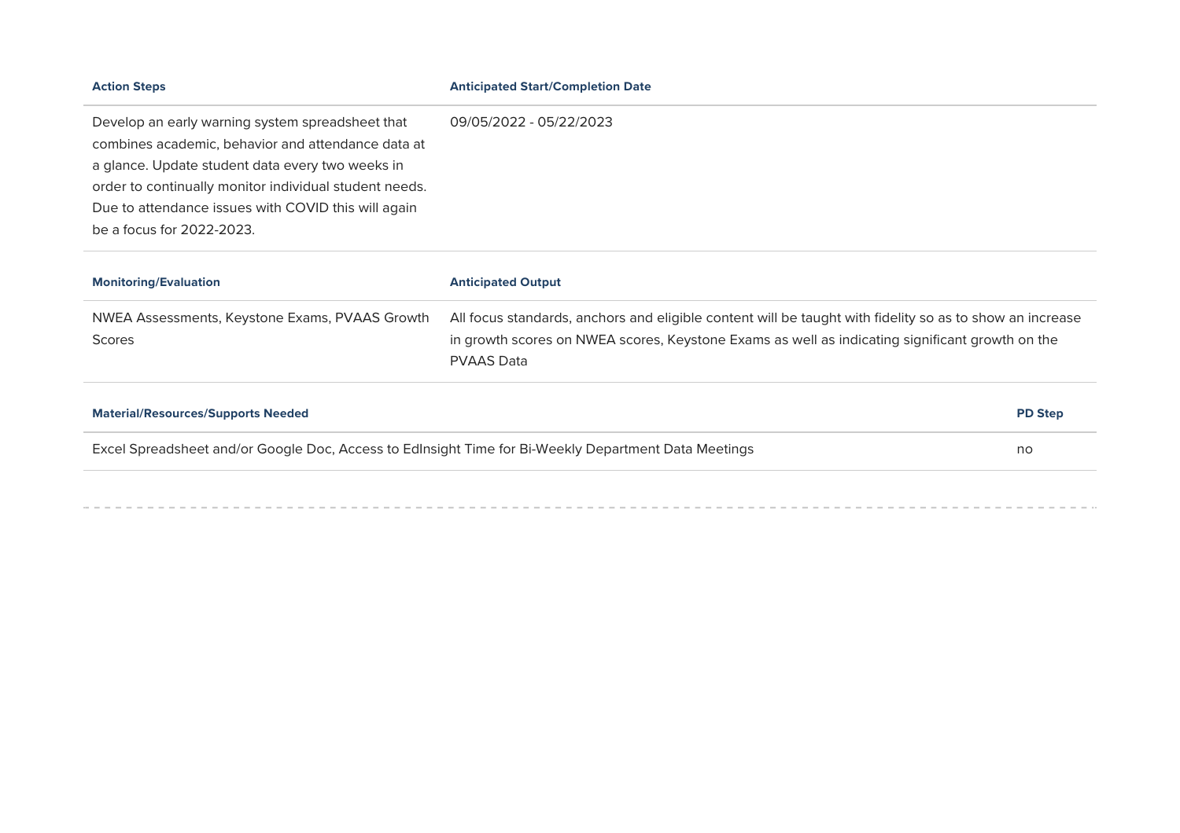| Action Steps | Anticipated Start/Completion Date |
| --- | --- |
| Develop an early warning system spreadsheet that combines academic, behavior and attendance data at a glance. Update student data every two weeks in order to continually monitor individual student needs. Due to attendance issues with COVID this will again be a focus for 2022-2023. | 09/05/2022 - 05/22/2023 |

| Monitoring/Evaluation | Anticipated Output |
| --- | --- |
| NWEA Assessments, Keystone Exams, PVAAS Growth Scores | All focus standards, anchors and eligible content will be taught with fidelity so as to show an increase in growth scores on NWEA scores, Keystone Exams as well as indicating significant growth on the PVAAS Data |

| Material/Resources/Supports Needed | PD Step |
| --- | --- |
| Excel Spreadsheet and/or Google Doc, Access to EdInsight Time for Bi-Weekly Department Data Meetings | no |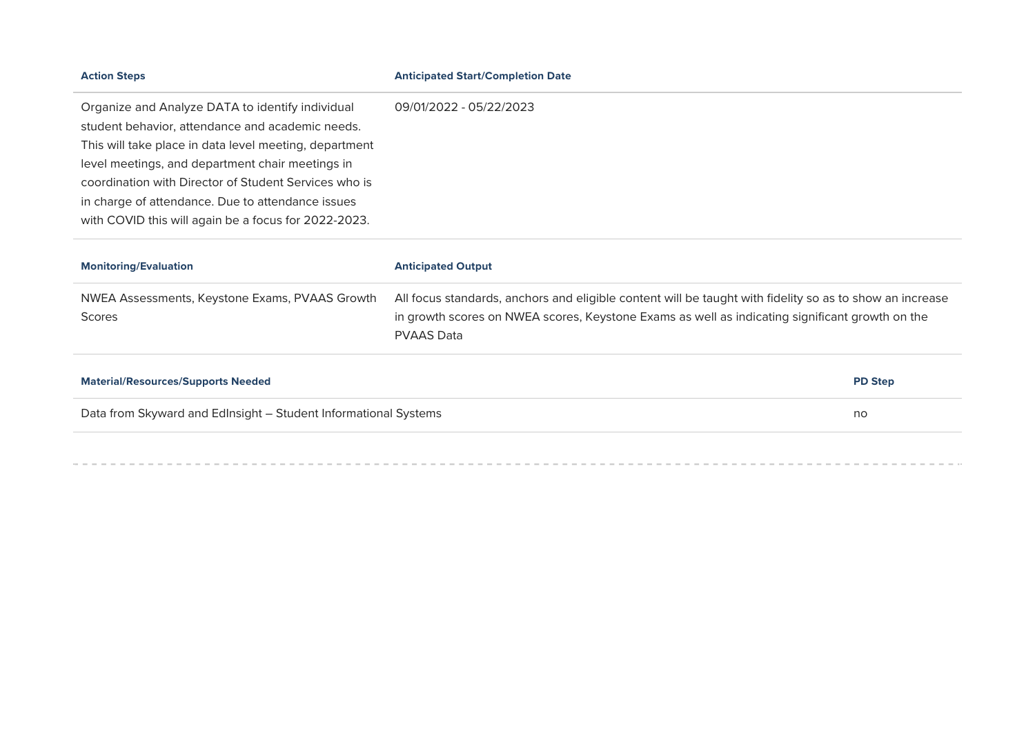| Action Steps | Anticipated Start/Completion Date |
| --- | --- |
| Organize and Analyze DATA to identify individual student behavior, attendance and academic needs. This will take place in data level meeting, department level meetings, and department chair meetings in coordination with Director of Student Services who is in charge of attendance. Due to attendance issues with COVID this will again be a focus for 2022-2023. | 09/01/2022 - 05/22/2023 |

| Monitoring/Evaluation | Anticipated Output |
| --- | --- |
| NWEA Assessments, Keystone Exams, PVAAS Growth Scores | All focus standards, anchors and eligible content will be taught with fidelity so as to show an increase in growth scores on NWEA scores, Keystone Exams as well as indicating significant growth on the PVAAS Data |

| Material/Resources/Supports Needed | PD Step |
| --- | --- |
| Data from Skyward and EdInsight – Student Informational Systems | no |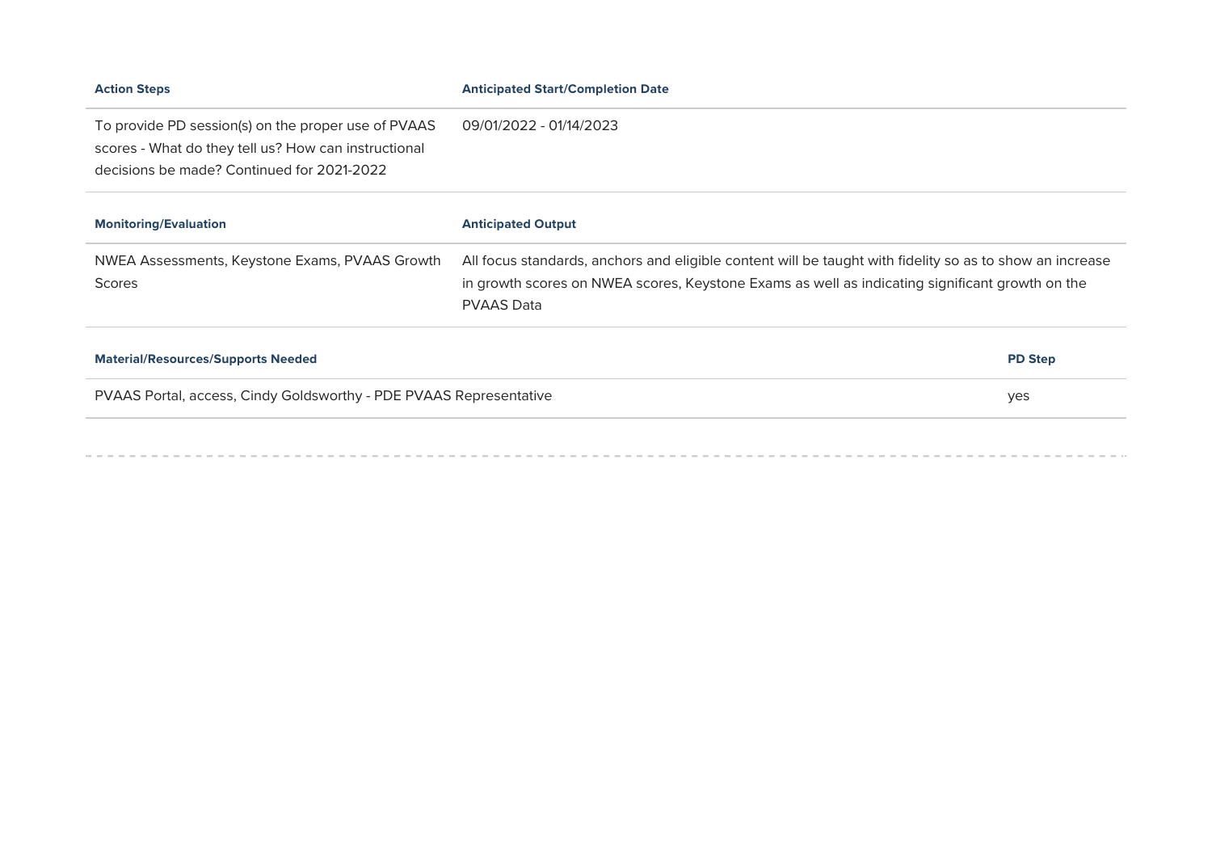| Action Steps | Anticipated Start/Completion Date |
| --- | --- |
| To provide PD session(s) on the proper use of PVAAS scores - What do they tell us? How can instructional decisions be made? Continued for 2021-2022 | 09/01/2022 - 01/14/2023 |

| Monitoring/Evaluation | Anticipated Output |
| --- | --- |
| NWEA Assessments, Keystone Exams, PVAAS Growth Scores | All focus standards, anchors and eligible content will be taught with fidelity so as to show an increase in growth scores on NWEA scores, Keystone Exams as well as indicating significant growth on the PVAAS Data |

| Material/Resources/Supports Needed | PD Step |
| --- | --- |
| PVAAS Portal, access, Cindy Goldsworthy - PDE PVAAS Representative | yes |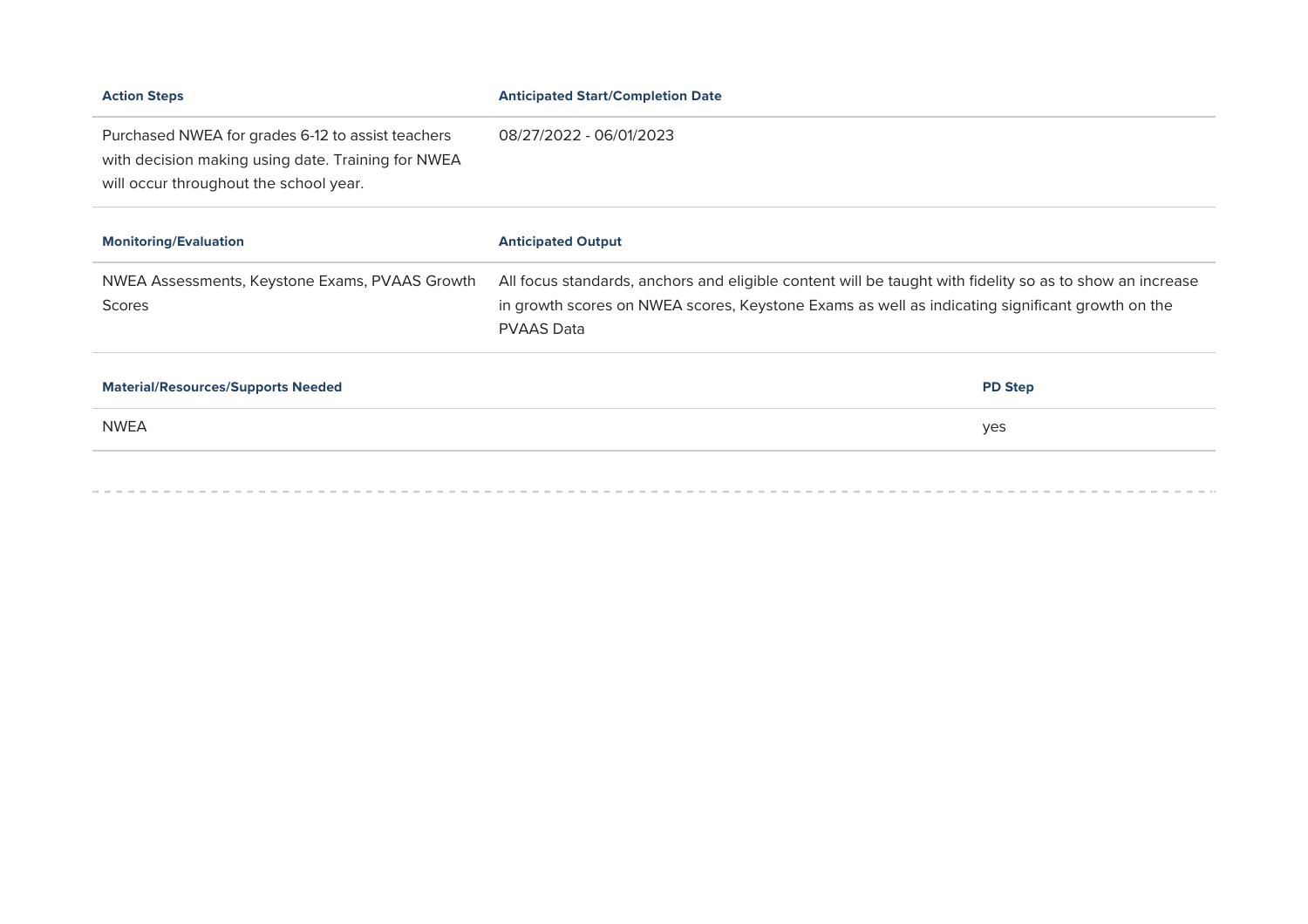| Action Steps | Anticipated Start/Completion Date |
| --- | --- |
| Purchased NWEA for grades 6-12 to assist teachers with decision making using date. Training for NWEA will occur throughout the school year. | 08/27/2022 - 06/01/2023 |

| Monitoring/Evaluation | Anticipated Output |
| --- | --- |
| NWEA Assessments, Keystone Exams, PVAAS Growth Scores | All focus standards, anchors and eligible content will be taught with fidelity so as to show an increase in growth scores on NWEA scores, Keystone Exams as well as indicating significant growth on the PVAAS Data |

| Material/Resources/Supports Needed | PD Step |
| --- | --- |
| NWEA | yes |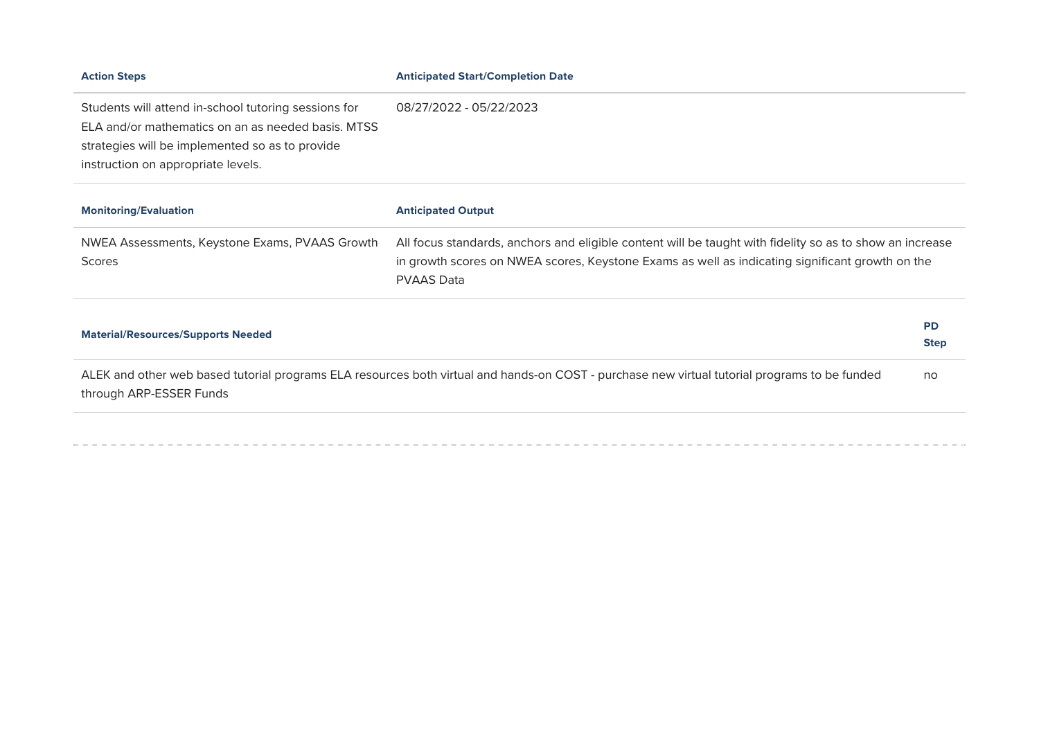| Action Steps | Anticipated Start/Completion Date |
| --- | --- |
| Students will attend in-school tutoring sessions for ELA and/or mathematics on an as needed basis. MTSS strategies will be implemented so as to provide instruction on appropriate levels. | 08/27/2022 - 05/22/2023 |

| Monitoring/Evaluation | Anticipated Output |
| --- | --- |
| NWEA Assessments, Keystone Exams, PVAAS Growth Scores | All focus standards, anchors and eligible content will be taught with fidelity so as to show an increase in growth scores on NWEA scores, Keystone Exams as well as indicating significant growth on the PVAAS Data |

| Material/Resources/Supports Needed | PD Step |
| --- | --- |
| ALEK and other web based tutorial programs ELA resources both virtual and hands-on COST - purchase new virtual tutorial programs to be funded through ARP-ESSER Funds | no |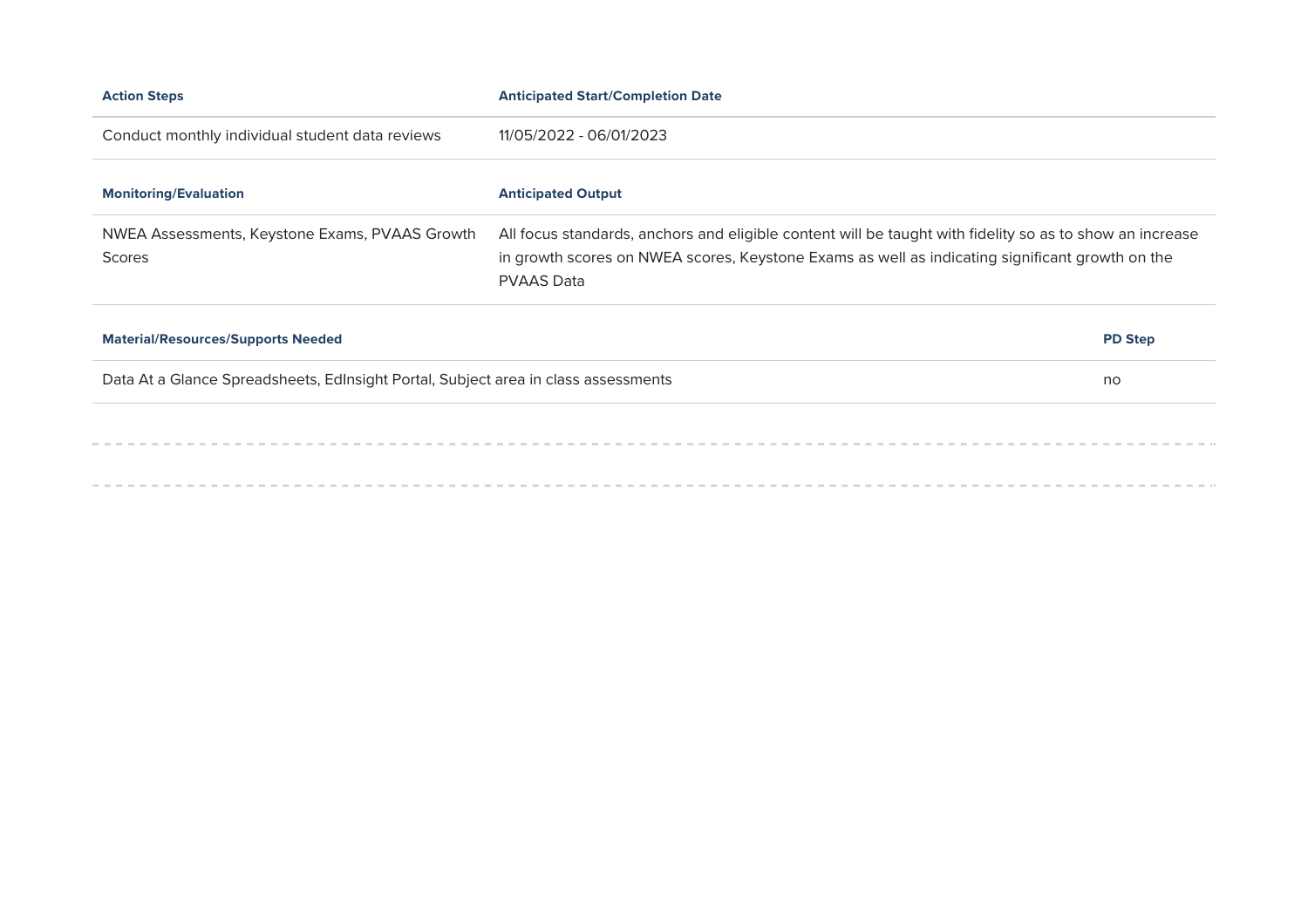| Action Steps | Anticipated Start/Completion Date |
| --- | --- |
| Conduct monthly individual student data reviews | 11/05/2022 - 06/01/2023 |

| Monitoring/Evaluation | Anticipated Output |
| --- | --- |
| NWEA Assessments, Keystone Exams, PVAAS Growth Scores | All focus standards, anchors and eligible content will be taught with fidelity so as to show an increase in growth scores on NWEA scores, Keystone Exams as well as indicating significant growth on the PVAAS Data |

| Material/Resources/Supports Needed | PD Step |
| --- | --- |
| Data At a Glance Spreadsheets, EdInsight Portal, Subject area in class assessments | no |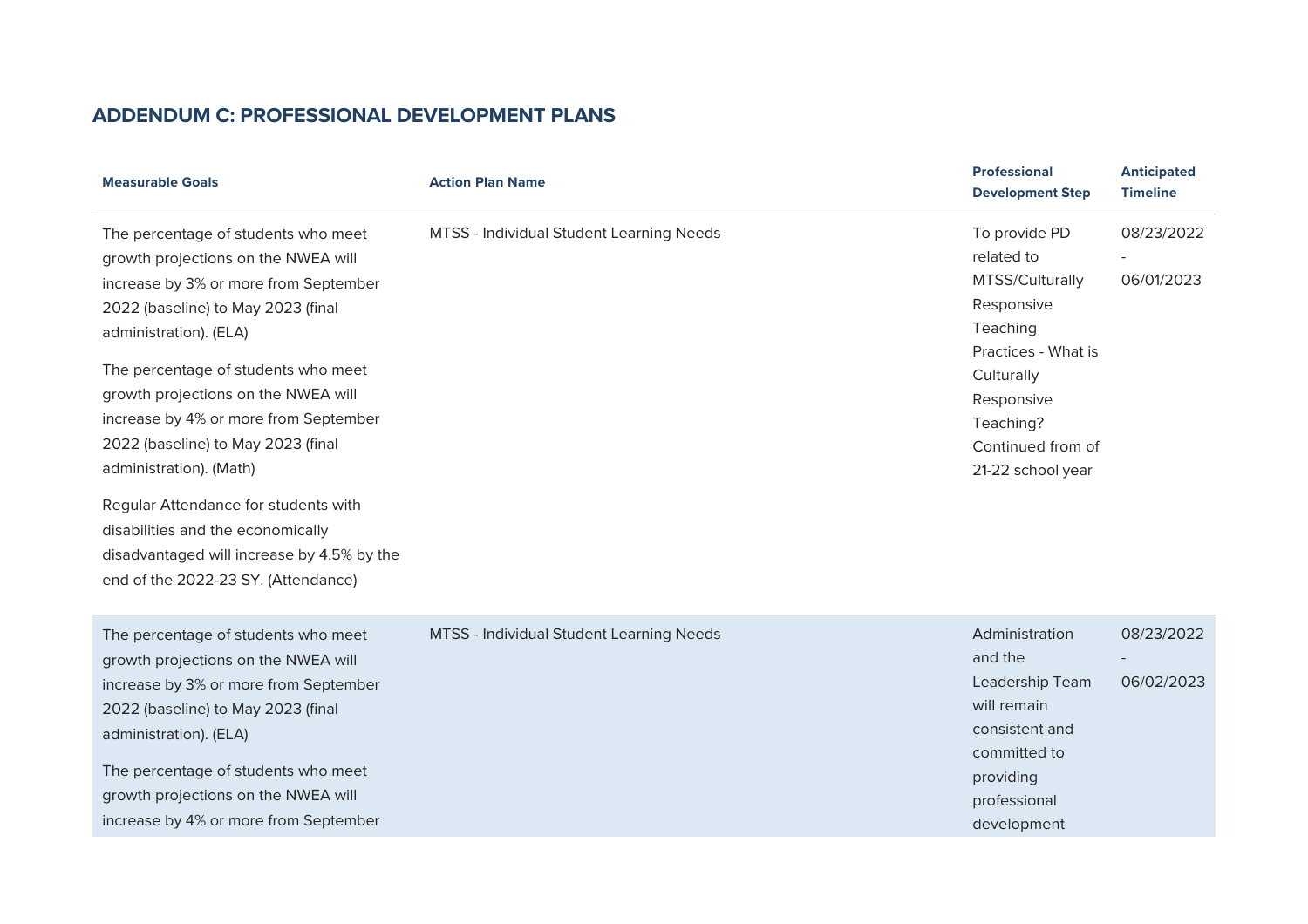## ADDENDUM C: PROFESSIONAL DEVELOPMENT PLANS

| Measurable Goals | Action Plan Name | Professional Development Step | Anticipated Timeline |
|---|---|---|---|
| The percentage of students who meet growth projections on the NWEA will increase by 3% or more from September 2022 (baseline) to May 2023 (final administration). (ELA)<br><br>The percentage of students who meet growth projections on the NWEA will increase by 4% or more from September 2022 (baseline) to May 2023 (final administration). (Math)<br><br>Regular Attendance for students with disabilities and the economically disadvantaged will increase by 4.5% by the end of the 2022-23 SY. (Attendance) | MTSS - Individual Student Learning Needs | To provide PD related to MTSS/Culturally Responsive Teaching Practices - What is Culturally Responsive Teaching? Continued from of 21-22 school year | 08/23/2022 - 06/01/2023 |
| The percentage of students who meet growth projections on the NWEA will increase by 3% or more from September 2022 (baseline) to May 2023 (final administration). (ELA)<br><br>The percentage of students who meet growth projections on the NWEA will increase by 4% or more from September | MTSS - Individual Student Learning Needs | Administration and the Leadership Team will remain consistent and committed to providing professional development | 08/23/2022 - 06/02/2023 |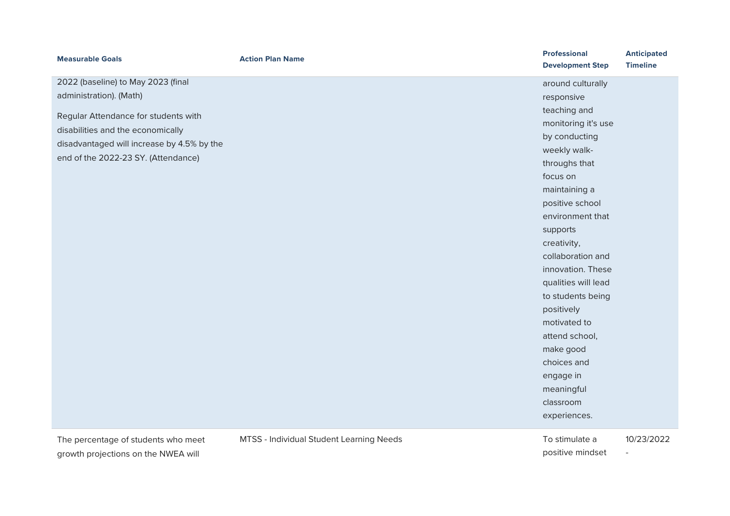| Measurable Goals | Action Plan Name | Professional Development Step | Anticipated Timeline |
|---|---|---|---|
| 2022 (baseline) to May 2023 (final administration). (Math)<br><br>Regular Attendance for students with disabilities and the economically disadvantaged will increase by 4.5% by the end of the 2022-23 SY. (Attendance) | | around culturally responsive teaching and monitoring it's use by conducting weekly walk-throughs that focus on maintaining a positive school environment that supports creativity, collaboration and innovation. These qualities will lead to students being positively motivated to attend school, make good choices and engage in meaningful classroom experiences. | |
| The percentage of students who meet growth projections on the NWEA will | MTSS - Individual Student Learning Needs | To stimulate a positive mindset | 10/23/2022 - |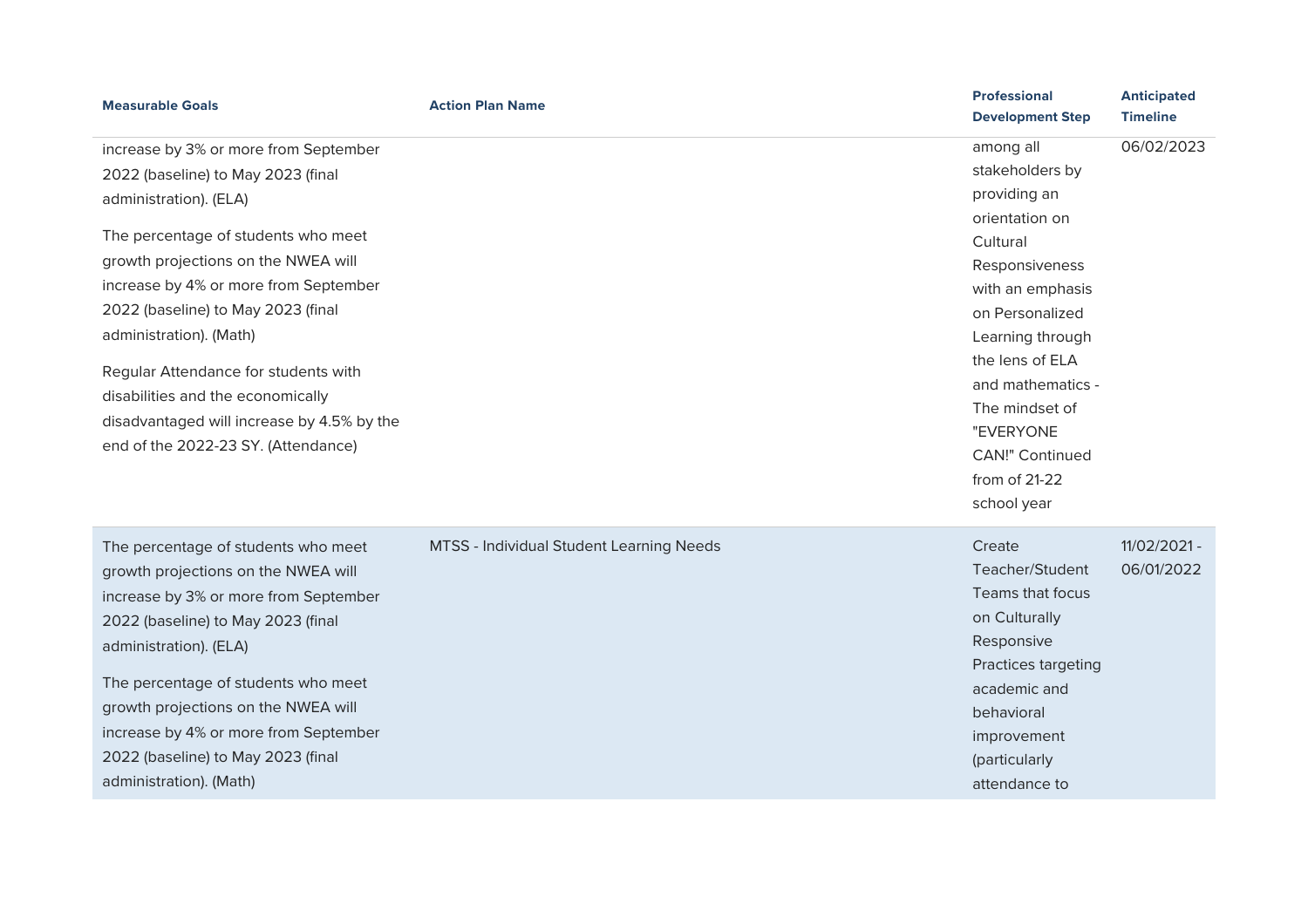| Measurable Goals | Action Plan Name | Professional Development Step | Anticipated Timeline |
|---|---|---|---|
| increase by 3% or more from September 2022 (baseline) to May 2023 (final administration). (ELA)<br><br>The percentage of students who meet growth projections on the NWEA will increase by 4% or more from September 2022 (baseline) to May 2023 (final administration). (Math)<br><br>Regular Attendance for students with disabilities and the economically disadvantaged will increase by 4.5% by the end of the 2022-23 SY. (Attendance) | | among all stakeholders by providing an orientation on Cultural Responsiveness with an emphasis on Personalized Learning through the lens of ELA and mathematics - The mindset of "EVERYONE CAN!" Continued from of 21-22 school year | 06/02/2023 |
| The percentage of students who meet growth projections on the NWEA will increase by 3% or more from September 2022 (baseline) to May 2023 (final administration). (ELA)<br><br>The percentage of students who meet growth projections on the NWEA will increase by 4% or more from September 2022 (baseline) to May 2023 (final administration). (Math) | MTSS - Individual Student Learning Needs | Create Teacher/Student Teams that focus on Culturally Responsive Practices targeting academic and behavioral improvement (particularly attendance to | 11/02/2021 - 06/01/2022 |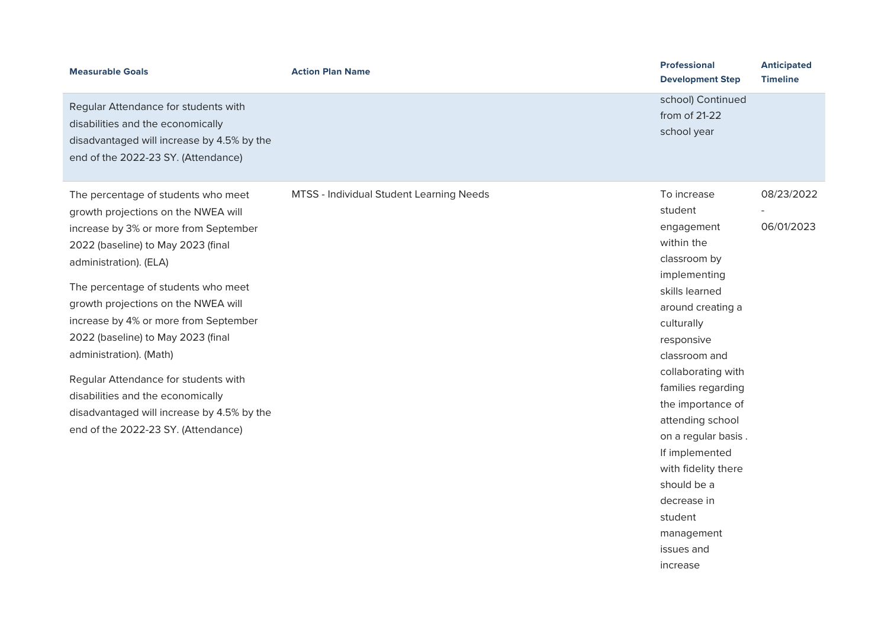| Measurable Goals | Action Plan Name | Professional Development Step | Anticipated Timeline |
|---|---|---|---|
| Regular Attendance for students with disabilities and the economically disadvantaged will increase by 4.5% by the end of the 2022-23 SY. (Attendance) | | school) Continued from of 21-22 school year | |
| The percentage of students who meet growth projections on the NWEA will increase by 3% or more from September 2022 (baseline) to May 2023 (final administration). (ELA)<br><br>The percentage of students who meet growth projections on the NWEA will increase by 4% or more from September 2022 (baseline) to May 2023 (final administration). (Math)<br><br>Regular Attendance for students with disabilities and the economically disadvantaged will increase by 4.5% by the end of the 2022-23 SY. (Attendance) | MTSS - Individual Student Learning Needs | To increase student engagement within the classroom by implementing skills learned around creating a culturally responsive classroom and collaborating with families regarding the importance of attending school on a regular basis . If implemented with fidelity there should be a decrease in student management issues and increase | 08/23/2022 - 06/01/2023 |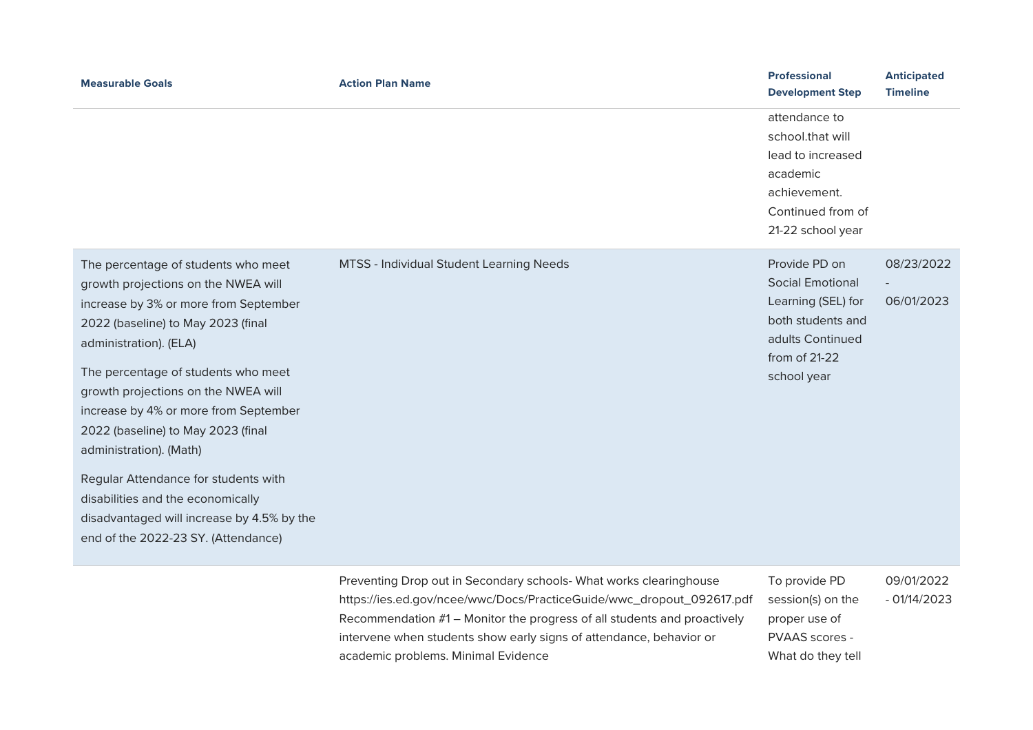| Measurable Goals | Action Plan Name | Professional Development Step | Anticipated Timeline |
|---|---|---|---|
| | | attendance to school.that will lead to increased academic achievement. Continued from of 21-22 school year | |
| The percentage of students who meet growth projections on the NWEA will increase by 3% or more from September 2022 (baseline) to May 2023 (final administration). (ELA)<br><br>The percentage of students who meet growth projections on the NWEA will increase by 4% or more from September 2022 (baseline) to May 2023 (final administration). (Math)<br><br>Regular Attendance for students with disabilities and the economically disadvantaged will increase by 4.5% by the end of the 2022-23 SY. (Attendance) | MTSS - Individual Student Learning Needs | Provide PD on Social Emotional Learning (SEL) for both students and adults Continued from of 21-22 school year | 08/23/2022 - 06/01/2023 |
| | Preventing Drop out in Secondary schools- What works clearinghouse https://ies.ed.gov/ncee/wwc/Docs/PracticeGuide/wwc_dropout_092617.pdf Recommendation #1 – Monitor the progress of all students and proactively intervene when students show early signs of attendance, behavior or academic problems. Minimal Evidence | To provide PD session(s) on the proper use of PVAAS scores - What do they tell | 09/01/2022 - 01/14/2023 |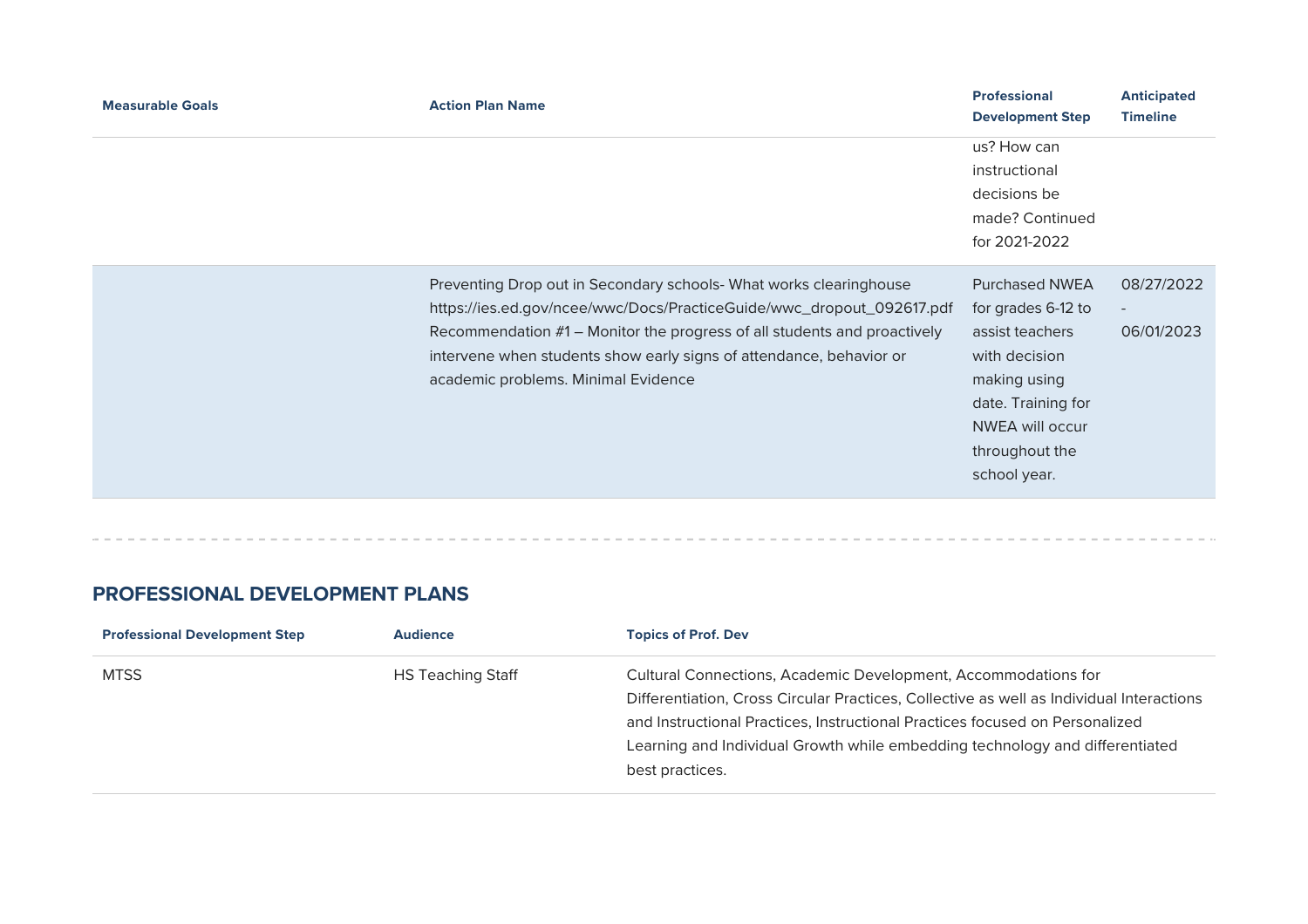| Measurable Goals | Action Plan Name | Professional Development Step | Anticipated Timeline |
|---|---|---|---|
| | | us? How can instructional decisions be made? Continued for 2021-2022 | |
| | Preventing Drop out in Secondary schools- What works clearinghouse https://ies.ed.gov/ncee/wwc/Docs/PracticeGuide/wwc_dropout_092617.pdf Recommendation #1 – Monitor the progress of all students and proactively intervene when students show early signs of attendance, behavior or academic problems. Minimal Evidence | Purchased NWEA for grades 6-12 to assist teachers with decision making using date. Training for NWEA will occur throughout the school year. | 08/27/2022 - 06/01/2023 |

## PROFESSIONAL DEVELOPMENT PLANS

| Professional Development Step | Audience | Topics of Prof. Dev |
|---|---|---|
| MTSS | HS Teaching Staff | Cultural Connections, Academic Development, Accommodations for Differentiation, Cross Circular Practices, Collective as well as Individual Interactions and Instructional Practices, Instructional Practices focused on Personalized Learning and Individual Growth while embedding technology and differentiated best practices. |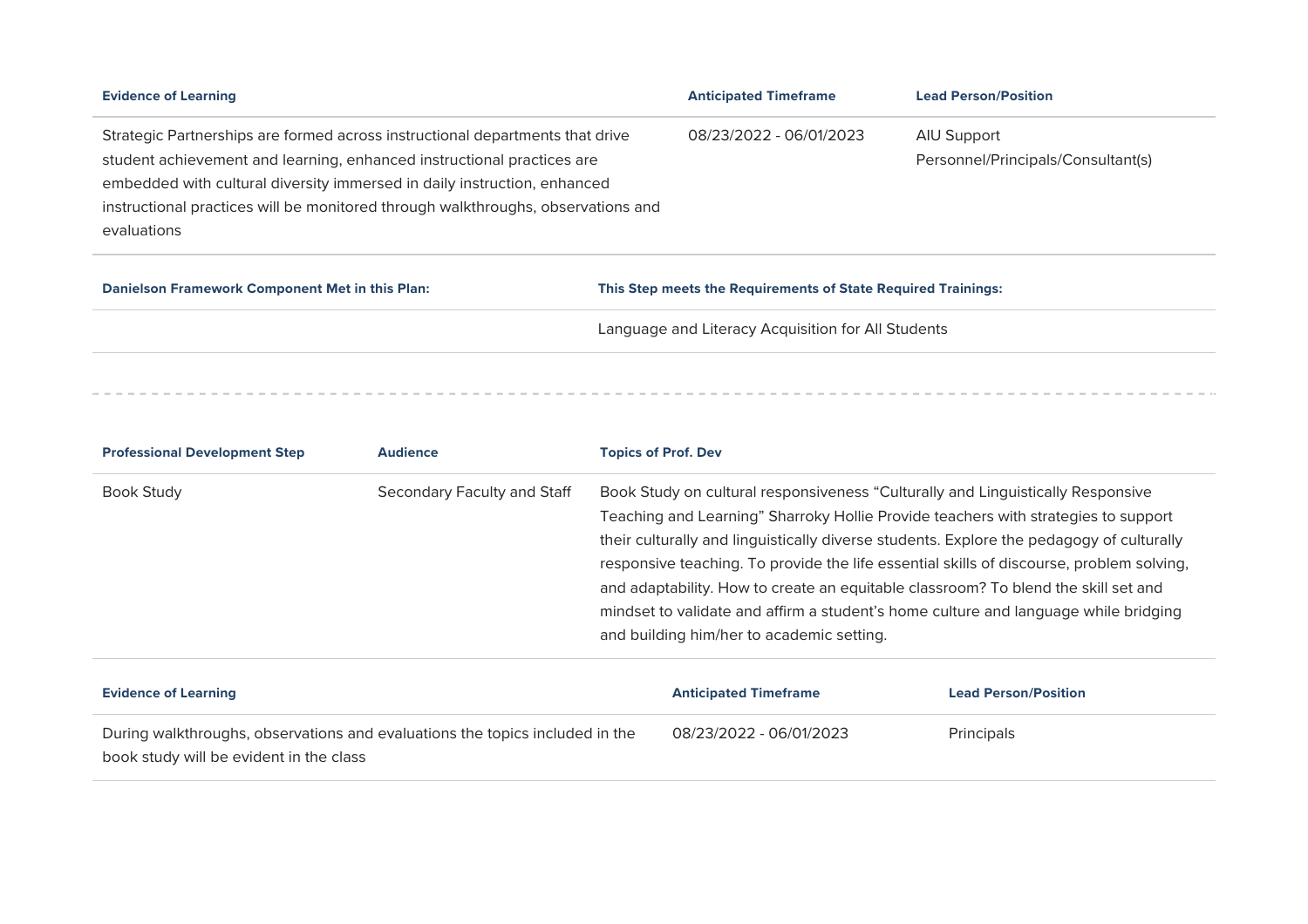| Evidence of Learning | Anticipated Timeframe | Lead Person/Position |
| --- | --- | --- |
| Strategic Partnerships are formed across instructional departments that drive student achievement and learning, enhanced instructional practices are embedded with cultural diversity immersed in daily instruction, enhanced instructional practices will be monitored through walkthroughs, observations and evaluations | 08/23/2022 - 06/01/2023 | AIU Support Personnel/Principals/Consultant(s) |

| Danielson Framework Component Met in this Plan: | This Step meets the Requirements of State Required Trainings: |
| --- | --- |
| | Language and Literacy Acquisition for All Students |

---

| Professional Development Step | Audience | Topics of Prof. Dev |
| --- | --- | --- |
| Book Study | Secondary Faculty and Staff | Book Study on cultural responsiveness “Culturally and Linguistically Responsive Teaching and Learning” Sharroky Hollie Provide teachers with strategies to support their culturally and linguistically diverse students. Explore the pedagogy of culturally responsive teaching. To provide the life essential skills of discourse, problem solving, and adaptability. How to create an equitable classroom? To blend the skill set and mindset to validate and affirm a student’s home culture and language while bridging and building him/her to academic setting. |

| Evidence of Learning | Anticipated Timeframe | Lead Person/Position |
| --- | --- | --- |
| During walkthroughs, observations and evaluations the topics included in the book study will be evident in the class | 08/23/2022 - 06/01/2023 | Principals |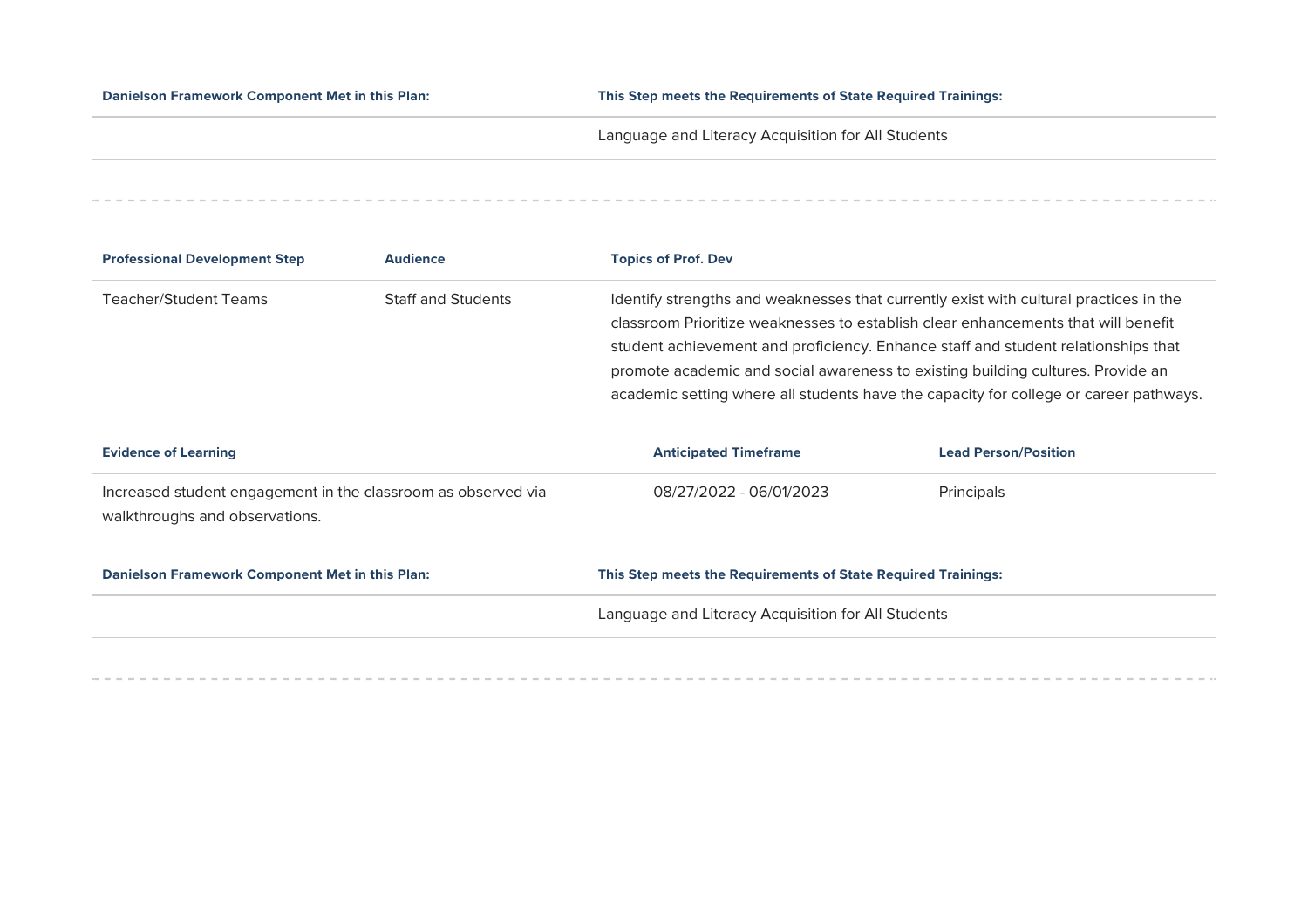| Danielson Framework Component Met in this Plan: | This Step meets the Requirements of State Required Trainings: |
| --- | --- |
| | Language and Literacy Acquisition for All Students |

---

| Professional Development Step | Audience | Topics of Prof. Dev |
| --- | --- | --- |
| Teacher/Student Teams | Staff and Students | Identify strengths and weaknesses that currently exist with cultural practices in the classroom Prioritize weaknesses to establish clear enhancements that will benefit student achievement and proficiency. Enhance staff and student relationships that promote academic and social awareness to existing building cultures. Provide an academic setting where all students have the capacity for college or career pathways. |

| Evidence of Learning | Anticipated Timeframe | Lead Person/Position |
| --- | --- | --- |
| Increased student engagement in the classroom as observed via walkthroughs and observations. | 08/27/2022 - 06/01/2023 | Principals |

| Danielson Framework Component Met in this Plan: | This Step meets the Requirements of State Required Trainings: |
| --- | --- |
| | Language and Literacy Acquisition for All Students |

---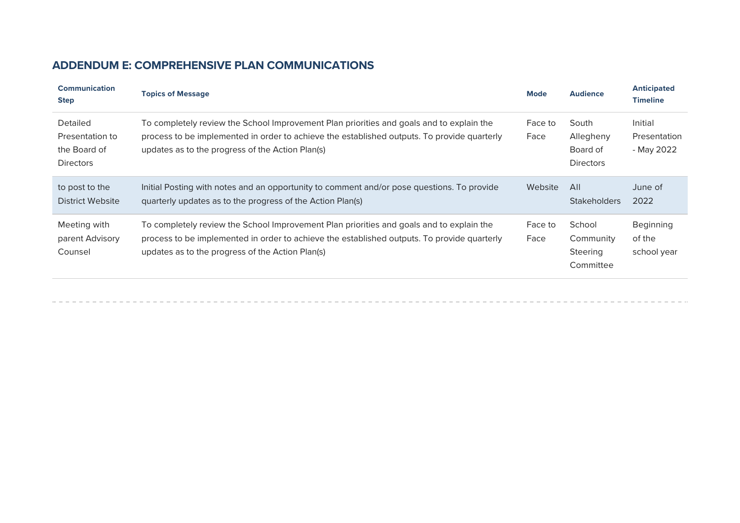## ADDENDUM E: COMPREHENSIVE PLAN COMMUNICATIONS

| Communication Step | Topics of Message | Mode | Audience | Anticipated Timeline |
| --- | --- | --- | --- | --- |
| Detailed Presentation to the Board of Directors | To completely review the School Improvement Plan priorities and goals and to explain the process to be implemented in order to achieve the established outputs. To provide quarterly updates as to the progress of the Action Plan(s) | Face to Face | South Allegheny Board of Directors | Initial Presentation - May 2022 |
| to post to the District Website | Initial Posting with notes and an opportunity to comment and/or pose questions. To provide quarterly updates as to the progress of the Action Plan(s) | Website | All Stakeholders | June of 2022 |
| Meeting with parent Advisory Counsel | To completely review the School Improvement Plan priorities and goals and to explain the process to be implemented in order to achieve the established outputs. To provide quarterly updates as to the progress of the Action Plan(s) | Face to Face | School Community Steering Committee | Beginning of the school year |